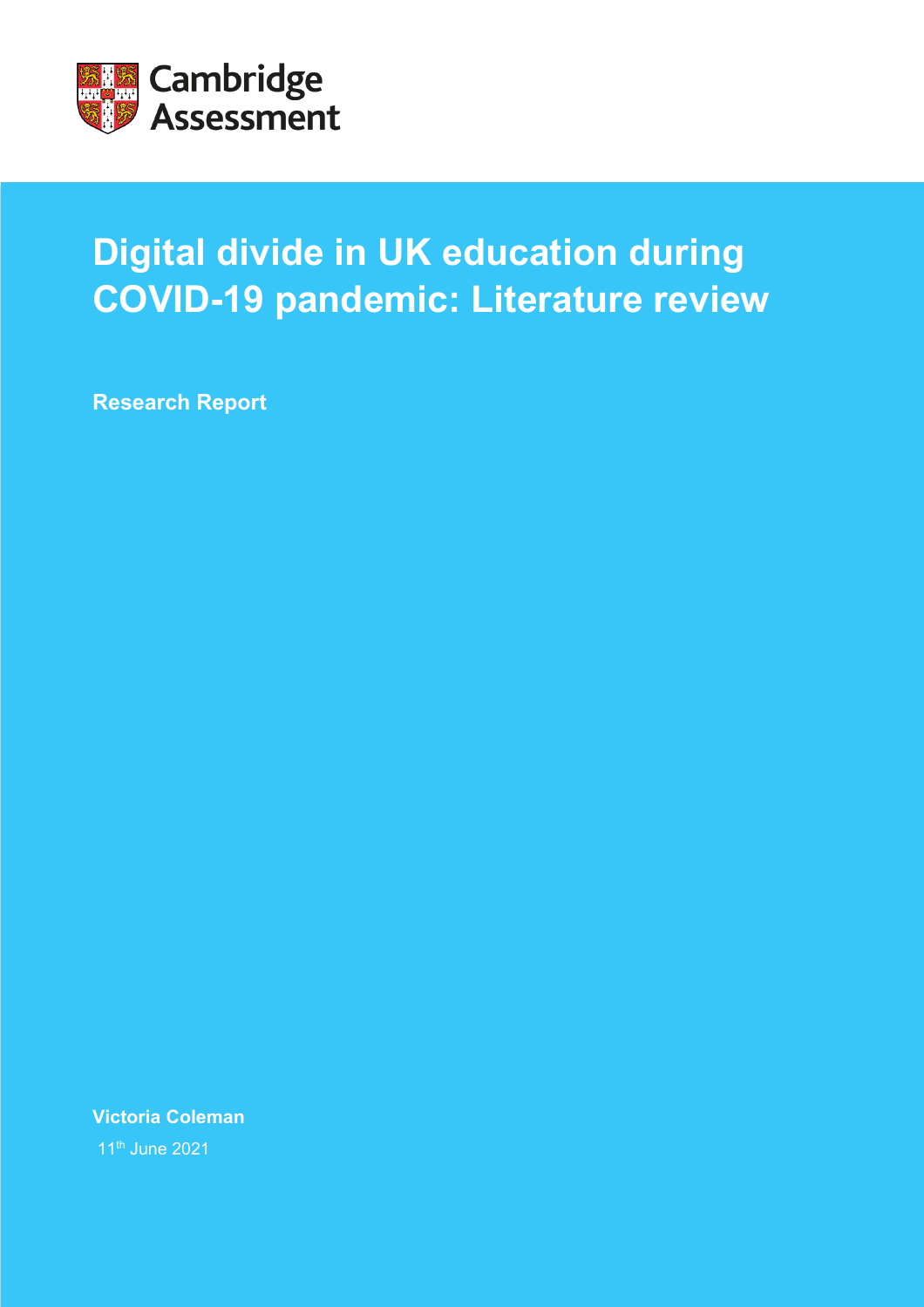Cambridge Assessment

# Digital divide in UK education during COVID-19 pandemic: Literature review

**Research Report**

**Victoria Coleman**

11th June 2021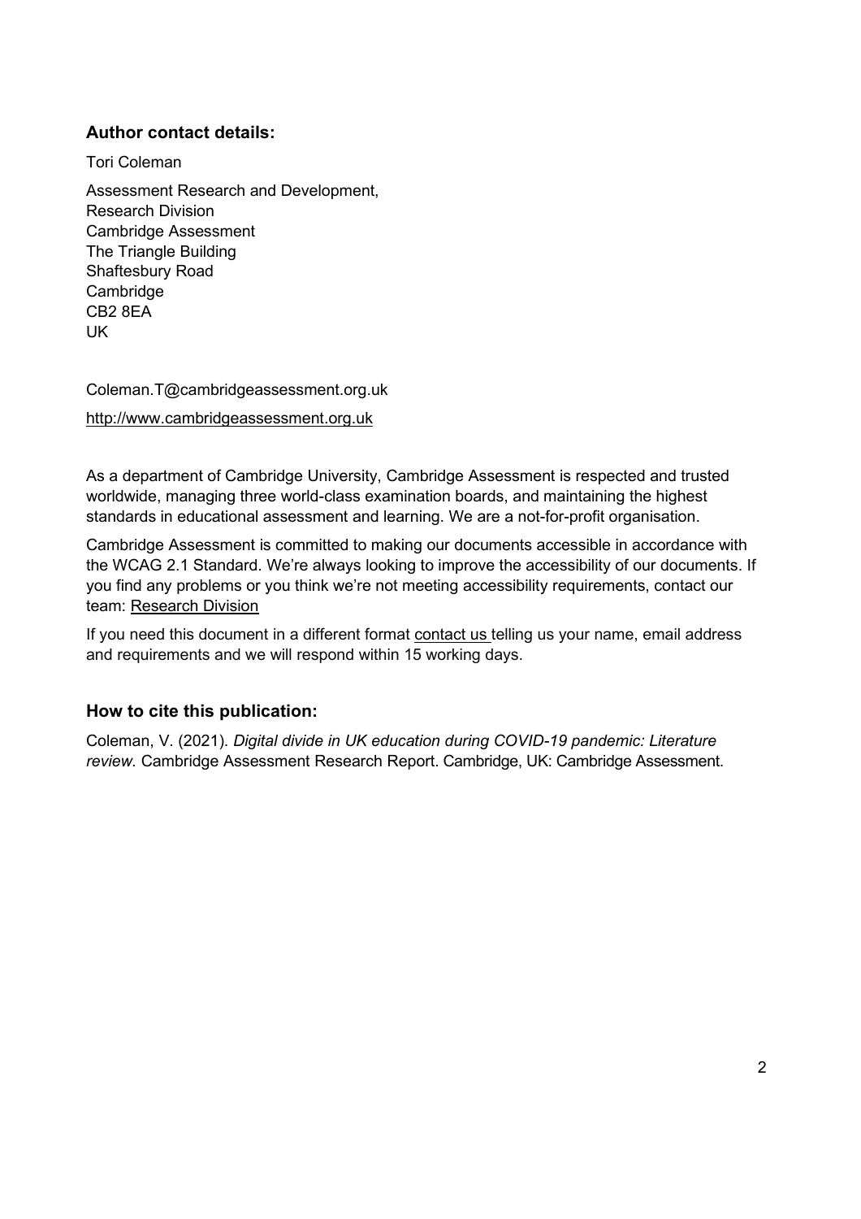## Author contact details:

Tori Coleman

Assessment Research and Development,
Research Division
Cambridge Assessment
The Triangle Building
Shaftesbury Road
Cambridge
CB2 8EA
UK

Coleman.T@cambridgeassessment.org.uk

http://www.cambridgeassessment.org.uk

As a department of Cambridge University, Cambridge Assessment is respected and trusted worldwide, managing three world-class examination boards, and maintaining the highest standards in educational assessment and learning. We are a not-for-profit organisation.

Cambridge Assessment is committed to making our documents accessible in accordance with the WCAG 2.1 Standard. We're always looking to improve the accessibility of our documents. If you find any problems or you think we're not meeting accessibility requirements, contact our team: Research Division

If you need this document in a different format contact us telling us your name, email address and requirements and we will respond within 15 working days.

## How to cite this publication:

Coleman, V. (2021). *Digital divide in UK education during COVID-19 pandemic: Literature review.* Cambridge Assessment Research Report. Cambridge, UK: Cambridge Assessment.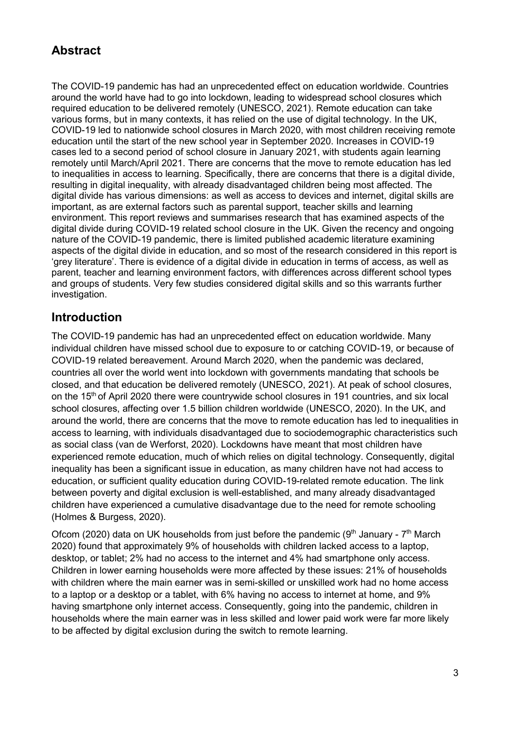## Abstract

The COVID-19 pandemic has had an unprecedented effect on education worldwide. Countries around the world have had to go into lockdown, leading to widespread school closures which required education to be delivered remotely (UNESCO, 2021). Remote education can take various forms, but in many contexts, it has relied on the use of digital technology. In the UK, COVID-19 led to nationwide school closures in March 2020, with most children receiving remote education until the start of the new school year in September 2020. Increases in COVID-19 cases led to a second period of school closure in January 2021, with students again learning remotely until March/April 2021. There are concerns that the move to remote education has led to inequalities in access to learning. Specifically, there are concerns that there is a digital divide, resulting in digital inequality, with already disadvantaged children being most affected. The digital divide has various dimensions: as well as access to devices and internet, digital skills are important, as are external factors such as parental support, teacher skills and learning environment. This report reviews and summarises research that has examined aspects of the digital divide during COVID-19 related school closure in the UK. Given the recency and ongoing nature of the COVID-19 pandemic, there is limited published academic literature examining aspects of the digital divide in education, and so most of the research considered in this report is 'grey literature'. There is evidence of a digital divide in education in terms of access, as well as parent, teacher and learning environment factors, with differences across different school types and groups of students. Very few studies considered digital skills and so this warrants further investigation.

## Introduction

The COVID-19 pandemic has had an unprecedented effect on education worldwide. Many individual children have missed school due to exposure to or catching COVID-19, or because of COVID-19 related bereavement. Around March 2020, when the pandemic was declared, countries all over the world went into lockdown with governments mandating that schools be closed, and that education be delivered remotely (UNESCO, 2021). At peak of school closures, on the 15th of April 2020 there were countrywide school closures in 191 countries, and six local school closures, affecting over 1.5 billion children worldwide (UNESCO, 2020). In the UK, and around the world, there are concerns that the move to remote education has led to inequalities in access to learning, with individuals disadvantaged due to sociodemographic characteristics such as social class (van de Werforst, 2020). Lockdowns have meant that most children have experienced remote education, much of which relies on digital technology. Consequently, digital inequality has been a significant issue in education, as many children have not had access to education, or sufficient quality education during COVID-19-related remote education. The link between poverty and digital exclusion is well-established, and many already disadvantaged children have experienced a cumulative disadvantage due to the need for remote schooling (Holmes & Burgess, 2020).

Ofcom (2020) data on UK households from just before the pandemic (9th January - 7th March 2020) found that approximately 9% of households with children lacked access to a laptop, desktop, or tablet; 2% had no access to the internet and 4% had smartphone only access. Children in lower earning households were more affected by these issues: 21% of households with children where the main earner was in semi-skilled or unskilled work had no home access to a laptop or a desktop or a tablet, with 6% having no access to internet at home, and 9% having smartphone only internet access. Consequently, going into the pandemic, children in households where the main earner was in less skilled and lower paid work were far more likely to be affected by digital exclusion during the switch to remote learning.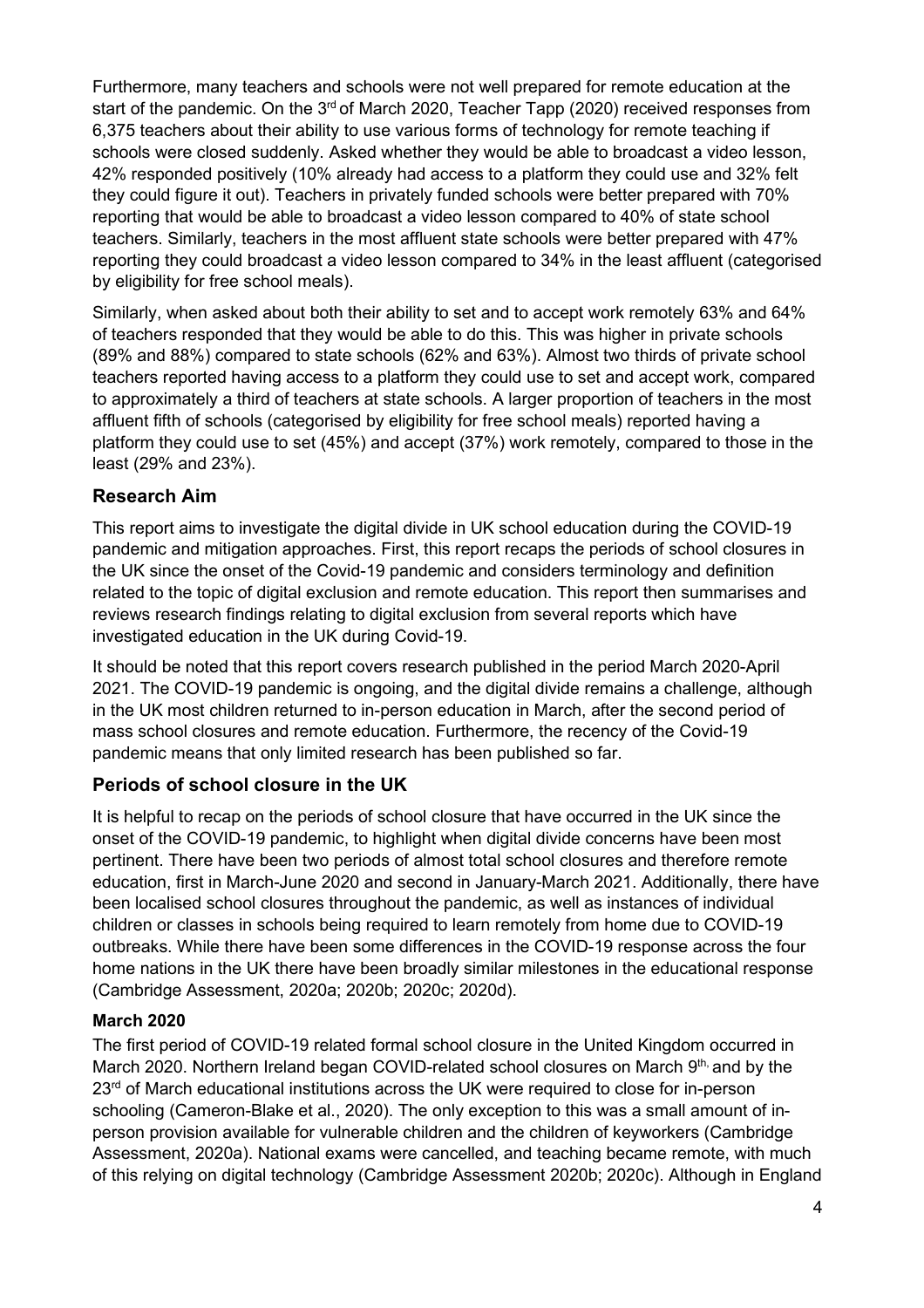Furthermore, many teachers and schools were not well prepared for remote education at the start of the pandemic. On the 3rd of March 2020, Teacher Tapp (2020) received responses from 6,375 teachers about their ability to use various forms of technology for remote teaching if schools were closed suddenly. Asked whether they would be able to broadcast a video lesson, 42% responded positively (10% already had access to a platform they could use and 32% felt they could figure it out). Teachers in privately funded schools were better prepared with 70% reporting that would be able to broadcast a video lesson compared to 40% of state school teachers. Similarly, teachers in the most affluent state schools were better prepared with 47% reporting they could broadcast a video lesson compared to 34% in the least affluent (categorised by eligibility for free school meals).

Similarly, when asked about both their ability to set and to accept work remotely 63% and 64% of teachers responded that they would be able to do this. This was higher in private schools (89% and 88%) compared to state schools (62% and 63%). Almost two thirds of private school teachers reported having access to a platform they could use to set and accept work, compared to approximately a third of teachers at state schools. A larger proportion of teachers in the most affluent fifth of schools (categorised by eligibility for free school meals) reported having a platform they could use to set (45%) and accept (37%) work remotely, compared to those in the least (29% and 23%).

## Research Aim

This report aims to investigate the digital divide in UK school education during the COVID-19 pandemic and mitigation approaches. First, this report recaps the periods of school closures in the UK since the onset of the Covid-19 pandemic and considers terminology and definition related to the topic of digital exclusion and remote education. This report then summarises and reviews research findings relating to digital exclusion from several reports which have investigated education in the UK during Covid-19.

It should be noted that this report covers research published in the period March 2020-April 2021. The COVID-19 pandemic is ongoing, and the digital divide remains a challenge, although in the UK most children returned to in-person education in March, after the second period of mass school closures and remote education. Furthermore, the recency of the Covid-19 pandemic means that only limited research has been published so far.

## Periods of school closure in the UK

It is helpful to recap on the periods of school closure that have occurred in the UK since the onset of the COVID-19 pandemic, to highlight when digital divide concerns have been most pertinent. There have been two periods of almost total school closures and therefore remote education, first in March-June 2020 and second in January-March 2021. Additionally, there have been localised school closures throughout the pandemic, as well as instances of individual children or classes in schools being required to learn remotely from home due to COVID-19 outbreaks. While there have been some differences in the COVID-19 response across the four home nations in the UK there have been broadly similar milestones in the educational response (Cambridge Assessment, 2020a; 2020b; 2020c; 2020d).

### March 2020

The first period of COVID-19 related formal school closure in the United Kingdom occurred in March 2020. Northern Ireland began COVID-related school closures on March 9th, and by the 23rd of March educational institutions across the UK were required to close for in-person schooling (Cameron-Blake et al., 2020). The only exception to this was a small amount of in-person provision available for vulnerable children and the children of keyworkers (Cambridge Assessment, 2020a). National exams were cancelled, and teaching became remote, with much of this relying on digital technology (Cambridge Assessment 2020b; 2020c). Although in England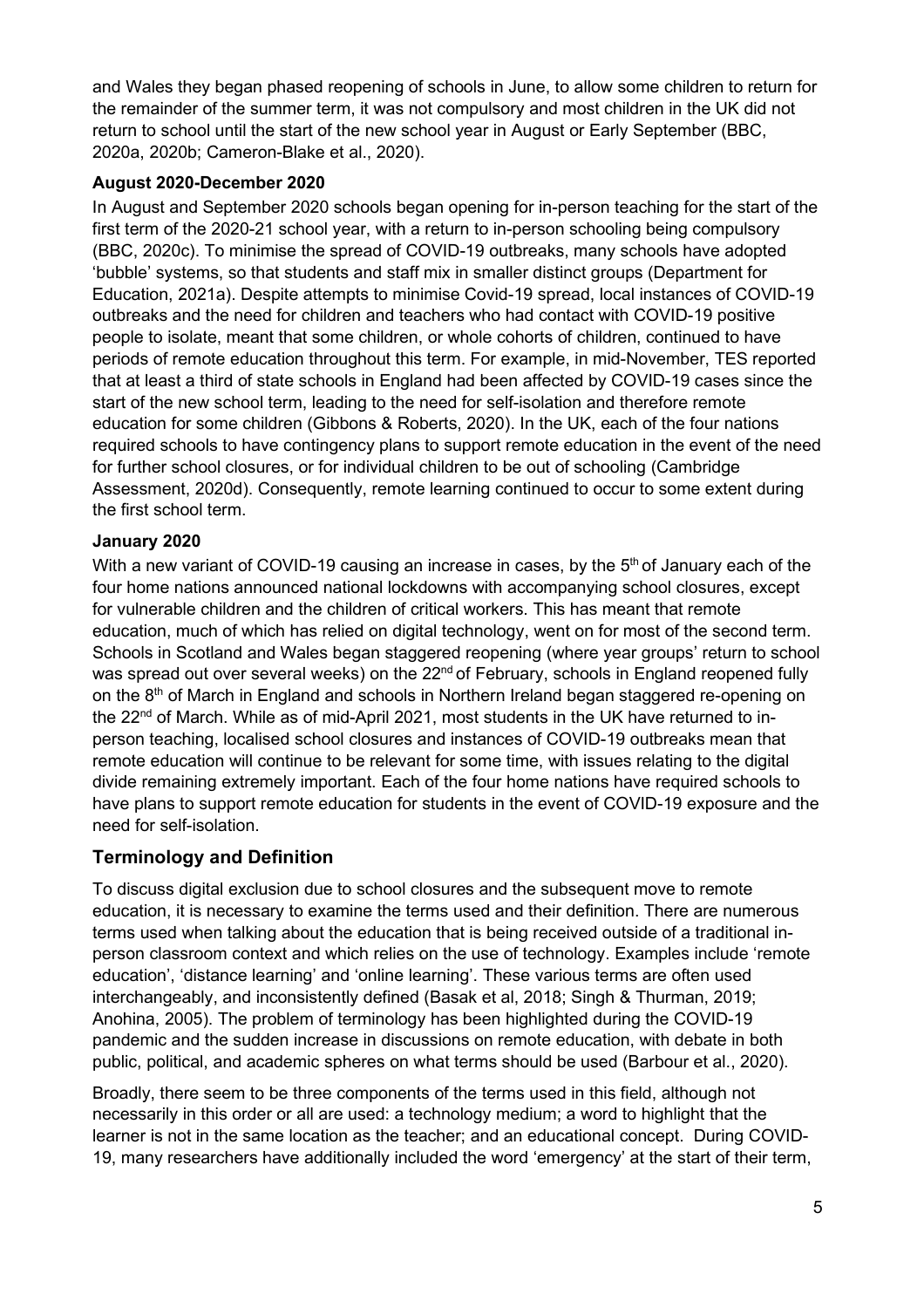and Wales they began phased reopening of schools in June, to allow some children to return for the remainder of the summer term, it was not compulsory and most children in the UK did not return to school until the start of the new school year in August or Early September (BBC, 2020a, 2020b; Cameron-Blake et al., 2020).

#### August 2020-December 2020

In August and September 2020 schools began opening for in-person teaching for the start of the first term of the 2020-21 school year, with a return to in-person schooling being compulsory (BBC, 2020c). To minimise the spread of COVID-19 outbreaks, many schools have adopted 'bubble' systems, so that students and staff mix in smaller distinct groups (Department for Education, 2021a). Despite attempts to minimise Covid-19 spread, local instances of COVID-19 outbreaks and the need for children and teachers who had contact with COVID-19 positive people to isolate, meant that some children, or whole cohorts of children, continued to have periods of remote education throughout this term. For example, in mid-November, TES reported that at least a third of state schools in England had been affected by COVID-19 cases since the start of the new school term, leading to the need for self-isolation and therefore remote education for some children (Gibbons & Roberts, 2020). In the UK, each of the four nations required schools to have contingency plans to support remote education in the event of the need for further school closures, or for individual children to be out of schooling (Cambridge Assessment, 2020d). Consequently, remote learning continued to occur to some extent during the first school term.

#### January 2020

With a new variant of COVID-19 causing an increase in cases, by the 5th of January each of the four home nations announced national lockdowns with accompanying school closures, except for vulnerable children and the children of critical workers. This has meant that remote education, much of which has relied on digital technology, went on for most of the second term. Schools in Scotland and Wales began staggered reopening (where year groups' return to school was spread out over several weeks) on the 22nd of February, schools in England reopened fully on the 8th of March in England and schools in Northern Ireland began staggered re-opening on the 22nd of March. While as of mid-April 2021, most students in the UK have returned to in-person teaching, localised school closures and instances of COVID-19 outbreaks mean that remote education will continue to be relevant for some time, with issues relating to the digital divide remaining extremely important. Each of the four home nations have required schools to have plans to support remote education for students in the event of COVID-19 exposure and the need for self-isolation.

### Terminology and Definition

To discuss digital exclusion due to school closures and the subsequent move to remote education, it is necessary to examine the terms used and their definition. There are numerous terms used when talking about the education that is being received outside of a traditional in-person classroom context and which relies on the use of technology. Examples include 'remote education', 'distance learning' and 'online learning'. These various terms are often used interchangeably, and inconsistently defined (Basak et al, 2018; Singh & Thurman, 2019; Anohina, 2005). The problem of terminology has been highlighted during the COVID-19 pandemic and the sudden increase in discussions on remote education, with debate in both public, political, and academic spheres on what terms should be used (Barbour et al., 2020).

Broadly, there seem to be three components of the terms used in this field, although not necessarily in this order or all are used: a technology medium; a word to highlight that the learner is not in the same location as the teacher; and an educational concept. During COVID-19, many researchers have additionally included the word 'emergency' at the start of their term,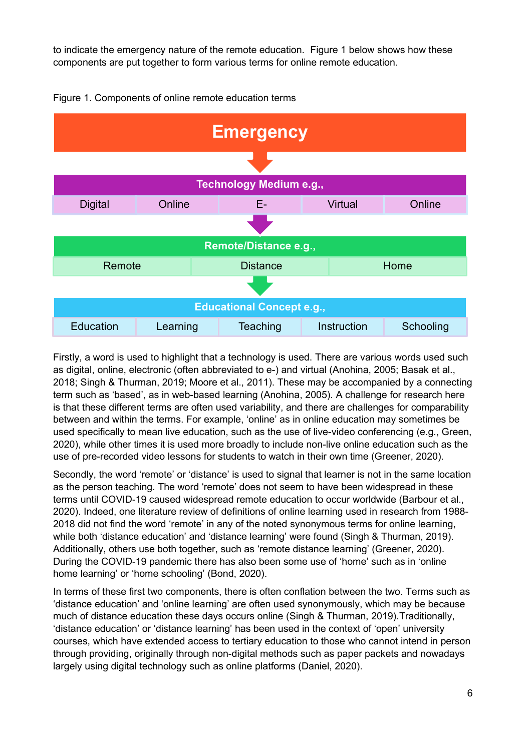to indicate the emergency nature of the remote education. Figure 1 below shows how these components are put together to form various terms for online remote education.

Figure 1. Components of online remote education terms

**Emergency**

↓

**Technology Medium e.g.,**

| Digital | Online | E- | Virtual | Online |
|---|---|---|---|---|

↓

**Remote/Distance e.g.,**

| Remote | Distance | Home |
|---|---|---|

↓

**Educational Concept e.g.,**

| Education | Learning | Teaching | Instruction | Schooling |
|---|---|---|---|---|

Firstly, a word is used to highlight that a technology is used. There are various words used such as digital, online, electronic (often abbreviated to e-) and virtual (Anohina, 2005; Basak et al., 2018; Singh & Thurman, 2019; Moore et al., 2011). These may be accompanied by a connecting term such as 'based', as in web-based learning (Anohina, 2005). A challenge for research here is that these different terms are often used variability, and there are challenges for comparability between and within the terms. For example, 'online' as in online education may sometimes be used specifically to mean live education, such as the use of live-video conferencing (e.g., Green, 2020), while other times it is used more broadly to include non-live online education such as the use of pre-recorded video lessons for students to watch in their own time (Greener, 2020).

Secondly, the word 'remote' or 'distance' is used to signal that learner is not in the same location as the person teaching. The word 'remote' does not seem to have been widespread in these terms until COVID-19 caused widespread remote education to occur worldwide (Barbour et al., 2020). Indeed, one literature review of definitions of online learning used in research from 1988-2018 did not find the word 'remote' in any of the noted synonymous terms for online learning, while both 'distance education' and 'distance learning' were found (Singh & Thurman, 2019). Additionally, others use both together, such as 'remote distance learning' (Greener, 2020). During the COVID-19 pandemic there has also been some use of 'home' such as in 'online home learning' or 'home schooling' (Bond, 2020).

In terms of these first two components, there is often conflation between the two. Terms such as 'distance education' and 'online learning' are often used synonymously, which may be because much of distance education these days occurs online (Singh & Thurman, 2019).Traditionally, 'distance education' or 'distance learning' has been used in the context of 'open' university courses, which have extended access to tertiary education to those who cannot intend in person through providing, originally through non-digital methods such as paper packets and nowadays largely using digital technology such as online platforms (Daniel, 2020).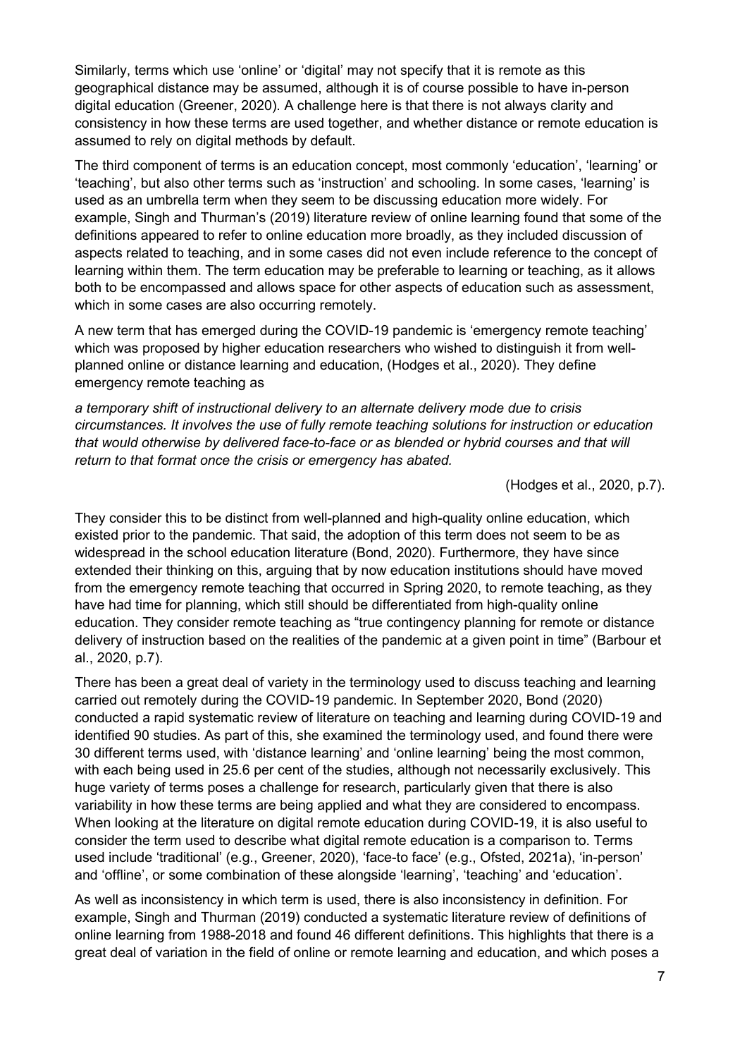Similarly, terms which use 'online' or 'digital' may not specify that it is remote as this geographical distance may be assumed, although it is of course possible to have in-person digital education (Greener, 2020). A challenge here is that there is not always clarity and consistency in how these terms are used together, and whether distance or remote education is assumed to rely on digital methods by default.

The third component of terms is an education concept, most commonly 'education', 'learning' or 'teaching', but also other terms such as 'instruction' and schooling. In some cases, 'learning' is used as an umbrella term when they seem to be discussing education more widely. For example, Singh and Thurman's (2019) literature review of online learning found that some of the definitions appeared to refer to online education more broadly, as they included discussion of aspects related to teaching, and in some cases did not even include reference to the concept of learning within them. The term education may be preferable to learning or teaching, as it allows both to be encompassed and allows space for other aspects of education such as assessment, which in some cases are also occurring remotely.

A new term that has emerged during the COVID-19 pandemic is 'emergency remote teaching' which was proposed by higher education researchers who wished to distinguish it from well-planned online or distance learning and education, (Hodges et al., 2020). They define emergency remote teaching as

*a temporary shift of instructional delivery to an alternate delivery mode due to crisis circumstances. It involves the use of fully remote teaching solutions for instruction or education that would otherwise by delivered face-to-face or as blended or hybrid courses and that will return to that format once the crisis or emergency has abated.*

(Hodges et al., 2020, p.7).

They consider this to be distinct from well-planned and high-quality online education, which existed prior to the pandemic. That said, the adoption of this term does not seem to be as widespread in the school education literature (Bond, 2020). Furthermore, they have since extended their thinking on this, arguing that by now education institutions should have moved from the emergency remote teaching that occurred in Spring 2020, to remote teaching, as they have had time for planning, which still should be differentiated from high-quality online education. They consider remote teaching as "true contingency planning for remote or distance delivery of instruction based on the realities of the pandemic at a given point in time" (Barbour et al., 2020, p.7).

There has been a great deal of variety in the terminology used to discuss teaching and learning carried out remotely during the COVID-19 pandemic. In September 2020, Bond (2020) conducted a rapid systematic review of literature on teaching and learning during COVID-19 and identified 90 studies. As part of this, she examined the terminology used, and found there were 30 different terms used, with 'distance learning' and 'online learning' being the most common, with each being used in 25.6 per cent of the studies, although not necessarily exclusively. This huge variety of terms poses a challenge for research, particularly given that there is also variability in how these terms are being applied and what they are considered to encompass. When looking at the literature on digital remote education during COVID-19, it is also useful to consider the term used to describe what digital remote education is a comparison to. Terms used include 'traditional' (e.g., Greener, 2020), 'face-to face' (e.g., Ofsted, 2021a), 'in-person' and 'offline', or some combination of these alongside 'learning', 'teaching' and 'education'.

As well as inconsistency in which term is used, there is also inconsistency in definition. For example, Singh and Thurman (2019) conducted a systematic literature review of definitions of online learning from 1988-2018 and found 46 different definitions. This highlights that there is a great deal of variation in the field of online or remote learning and education, and which poses a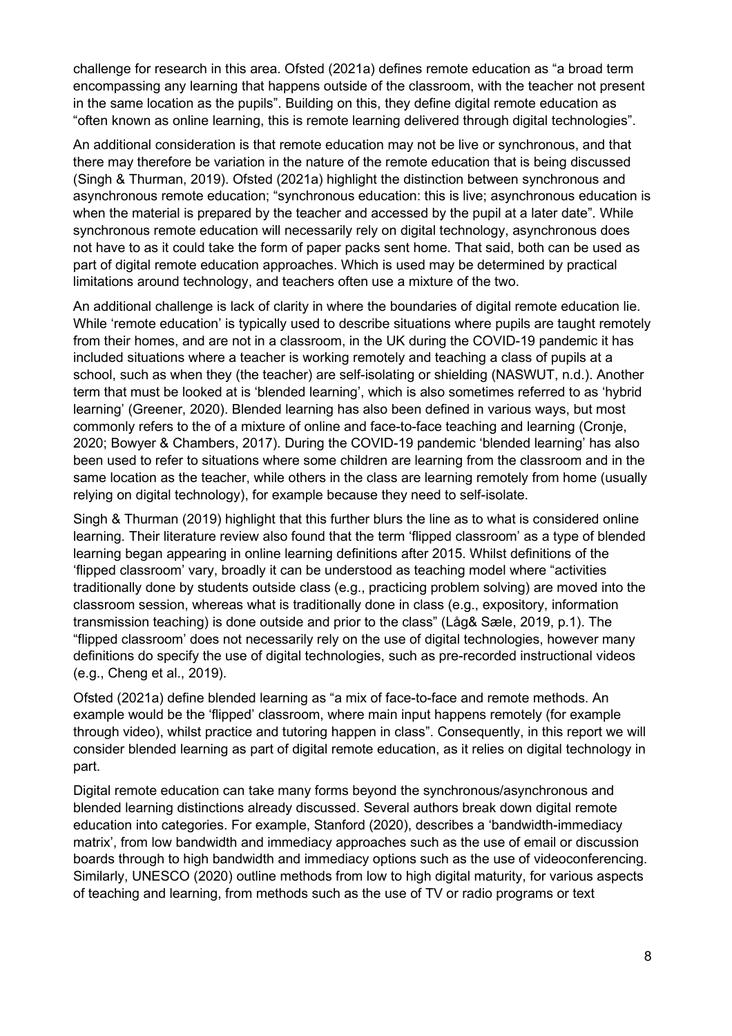challenge for research in this area. Ofsted (2021a) defines remote education as "a broad term encompassing any learning that happens outside of the classroom, with the teacher not present in the same location as the pupils". Building on this, they define digital remote education as "often known as online learning, this is remote learning delivered through digital technologies".

An additional consideration is that remote education may not be live or synchronous, and that there may therefore be variation in the nature of the remote education that is being discussed (Singh & Thurman, 2019). Ofsted (2021a) highlight the distinction between synchronous and asynchronous remote education; "synchronous education: this is live; asynchronous education is when the material is prepared by the teacher and accessed by the pupil at a later date". While synchronous remote education will necessarily rely on digital technology, asynchronous does not have to as it could take the form of paper packs sent home. That said, both can be used as part of digital remote education approaches. Which is used may be determined by practical limitations around technology, and teachers often use a mixture of the two.

An additional challenge is lack of clarity in where the boundaries of digital remote education lie. While 'remote education' is typically used to describe situations where pupils are taught remotely from their homes, and are not in a classroom, in the UK during the COVID-19 pandemic it has included situations where a teacher is working remotely and teaching a class of pupils at a school, such as when they (the teacher) are self-isolating or shielding (NASWUT, n.d.). Another term that must be looked at is 'blended learning', which is also sometimes referred to as 'hybrid learning' (Greener, 2020). Blended learning has also been defined in various ways, but most commonly refers to the of a mixture of online and face-to-face teaching and learning (Cronje, 2020; Bowyer & Chambers, 2017). During the COVID-19 pandemic 'blended learning' has also been used to refer to situations where some children are learning from the classroom and in the same location as the teacher, while others in the class are learning remotely from home (usually relying on digital technology), for example because they need to self-isolate.

Singh & Thurman (2019) highlight that this further blurs the line as to what is considered online learning. Their literature review also found that the term 'flipped classroom' as a type of blended learning began appearing in online learning definitions after 2015. Whilst definitions of the 'flipped classroom' vary, broadly it can be understood as teaching model where "activities traditionally done by students outside class (e.g., practicing problem solving) are moved into the classroom session, whereas what is traditionally done in class (e.g., expository, information transmission teaching) is done outside and prior to the class" (Låg& Sæle, 2019, p.1). The "flipped classroom' does not necessarily rely on the use of digital technologies, however many definitions do specify the use of digital technologies, such as pre-recorded instructional videos (e.g., Cheng et al., 2019).

Ofsted (2021a) define blended learning as "a mix of face-to-face and remote methods. An example would be the 'flipped' classroom, where main input happens remotely (for example through video), whilst practice and tutoring happen in class". Consequently, in this report we will consider blended learning as part of digital remote education, as it relies on digital technology in part.

Digital remote education can take many forms beyond the synchronous/asynchronous and blended learning distinctions already discussed. Several authors break down digital remote education into categories. For example, Stanford (2020), describes a 'bandwidth-immediacy matrix', from low bandwidth and immediacy approaches such as the use of email or discussion boards through to high bandwidth and immediacy options such as the use of videoconferencing. Similarly, UNESCO (2020) outline methods from low to high digital maturity, for various aspects of teaching and learning, from methods such as the use of TV or radio programs or text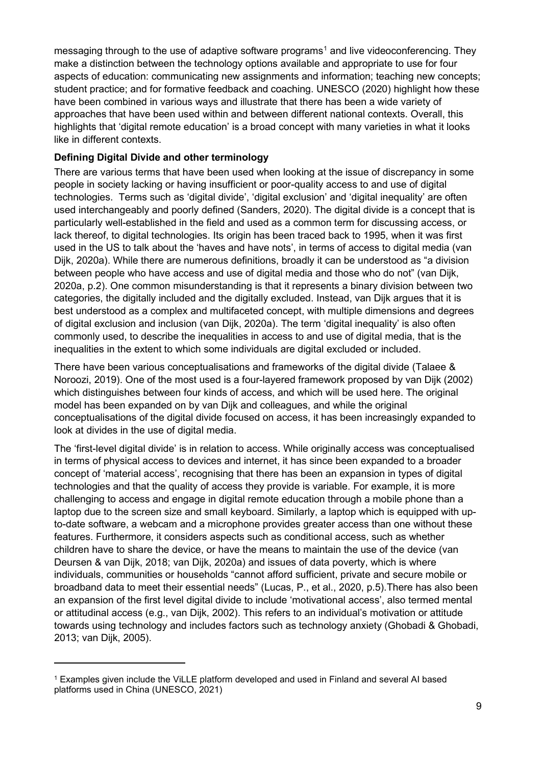messaging through to the use of adaptive software programs[1] and live videoconferencing. They make a distinction between the technology options available and appropriate to use for four aspects of education: communicating new assignments and information; teaching new concepts; student practice; and for formative feedback and coaching. UNESCO (2020) highlight how these have been combined in various ways and illustrate that there has been a wide variety of approaches that have been used within and between different national contexts. Overall, this highlights that 'digital remote education' is a broad concept with many varieties in what it looks like in different contexts.

**Defining Digital Divide and other terminology**

There are various terms that have been used when looking at the issue of discrepancy in some people in society lacking or having insufficient or poor-quality access to and use of digital technologies. Terms such as 'digital divide', 'digital exclusion' and 'digital inequality' are often used interchangeably and poorly defined (Sanders, 2020). The digital divide is a concept that is particularly well-established in the field and used as a common term for discussing access, or lack thereof, to digital technologies. Its origin has been traced back to 1995, when it was first used in the US to talk about the 'haves and have nots', in terms of access to digital media (van Dijk, 2020a). While there are numerous definitions, broadly it can be understood as "a division between people who have access and use of digital media and those who do not" (van Dijk, 2020a, p.2). One common misunderstanding is that it represents a binary division between two categories, the digitally included and the digitally excluded. Instead, van Dijk argues that it is best understood as a complex and multifaceted concept, with multiple dimensions and degrees of digital exclusion and inclusion (van Dijk, 2020a). The term 'digital inequality' is also often commonly used, to describe the inequalities in access to and use of digital media, that is the inequalities in the extent to which some individuals are digital excluded or included.

There have been various conceptualisations and frameworks of the digital divide (Talaee & Noroozi, 2019). One of the most used is a four-layered framework proposed by van Dijk (2002) which distinguishes between four kinds of access, and which will be used here. The original model has been expanded on by van Dijk and colleagues, and while the original conceptualisations of the digital divide focused on access, it has been increasingly expanded to look at divides in the use of digital media.

The 'first-level digital divide' is in relation to access. While originally access was conceptualised in terms of physical access to devices and internet, it has since been expanded to a broader concept of 'material access', recognising that there has been an expansion in types of digital technologies and that the quality of access they provide is variable. For example, it is more challenging to access and engage in digital remote education through a mobile phone than a laptop due to the screen size and small keyboard. Similarly, a laptop which is equipped with up-to-date software, a webcam and a microphone provides greater access than one without these features. Furthermore, it considers aspects such as conditional access, such as whether children have to share the device, or have the means to maintain the use of the device (van Deursen & van Dijk, 2018; van Dijk, 2020a) and issues of data poverty, which is where individuals, communities or households "cannot afford sufficient, private and secure mobile or broadband data to meet their essential needs" (Lucas, P., et al., 2020, p.5).There has also been an expansion of the first level digital divide to include 'motivational access', also termed mental or attitudinal access (e.g., van Dijk, 2002). This refers to an individual's motivation or attitude towards using technology and includes factors such as technology anxiety (Ghobadi & Ghobadi, 2013; van Dijk, 2005).

[1] Examples given include the ViLLE platform developed and used in Finland and several AI based platforms used in China (UNESCO, 2021)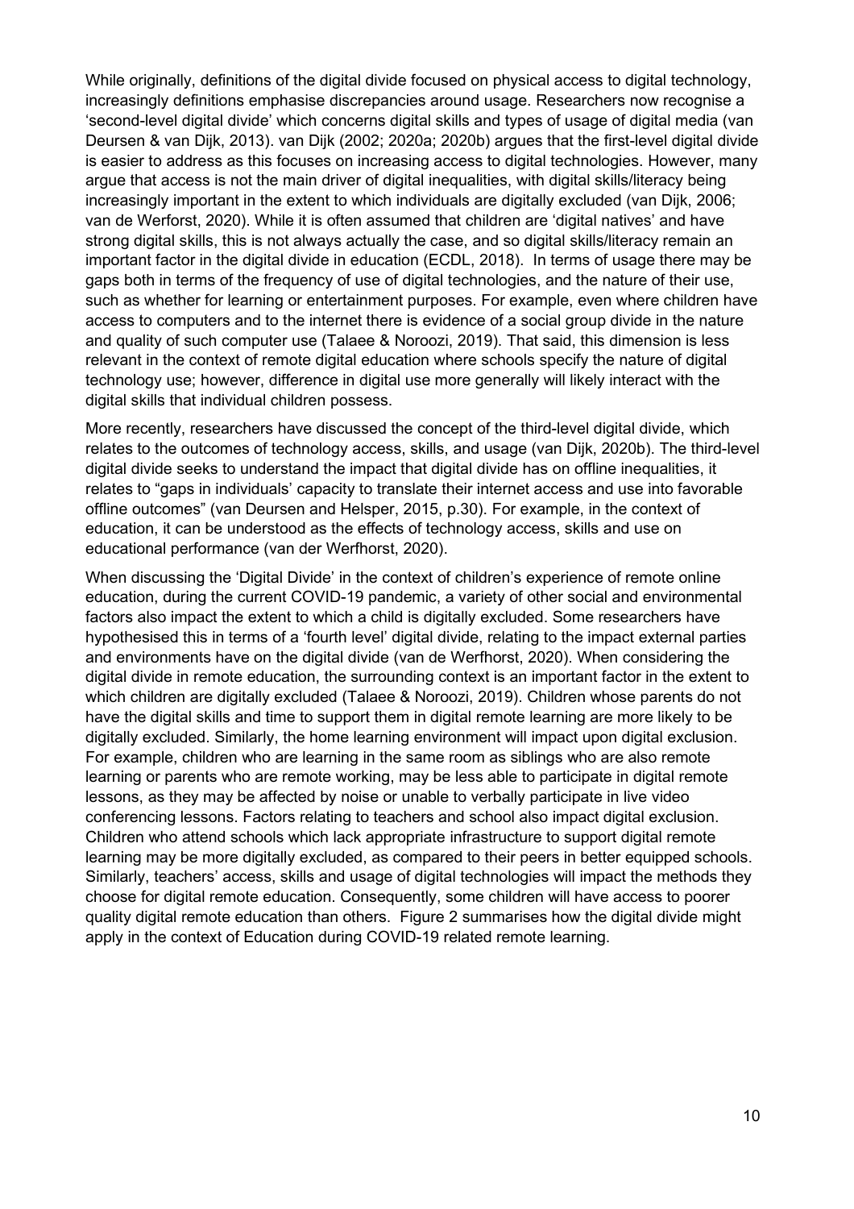While originally, definitions of the digital divide focused on physical access to digital technology, increasingly definitions emphasise discrepancies around usage. Researchers now recognise a 'second-level digital divide' which concerns digital skills and types of usage of digital media (van Deursen & van Dijk, 2013). van Dijk (2002; 2020a; 2020b) argues that the first-level digital divide is easier to address as this focuses on increasing access to digital technologies. However, many argue that access is not the main driver of digital inequalities, with digital skills/literacy being increasingly important in the extent to which individuals are digitally excluded (van Dijk, 2006; van de Werforst, 2020). While it is often assumed that children are 'digital natives' and have strong digital skills, this is not always actually the case, and so digital skills/literacy remain an important factor in the digital divide in education (ECDL, 2018). In terms of usage there may be gaps both in terms of the frequency of use of digital technologies, and the nature of their use, such as whether for learning or entertainment purposes. For example, even where children have access to computers and to the internet there is evidence of a social group divide in the nature and quality of such computer use (Talaee & Noroozi, 2019). That said, this dimension is less relevant in the context of remote digital education where schools specify the nature of digital technology use; however, difference in digital use more generally will likely interact with the digital skills that individual children possess.

More recently, researchers have discussed the concept of the third-level digital divide, which relates to the outcomes of technology access, skills, and usage (van Dijk, 2020b). The third-level digital divide seeks to understand the impact that digital divide has on offline inequalities, it relates to "gaps in individuals' capacity to translate their internet access and use into favorable offline outcomes" (van Deursen and Helsper, 2015, p.30). For example, in the context of education, it can be understood as the effects of technology access, skills and use on educational performance (van der Werfhorst, 2020).

When discussing the 'Digital Divide' in the context of children's experience of remote online education, during the current COVID-19 pandemic, a variety of other social and environmental factors also impact the extent to which a child is digitally excluded. Some researchers have hypothesised this in terms of a 'fourth level' digital divide, relating to the impact external parties and environments have on the digital divide (van de Werfhorst, 2020). When considering the digital divide in remote education, the surrounding context is an important factor in the extent to which children are digitally excluded (Talaee & Noroozi, 2019). Children whose parents do not have the digital skills and time to support them in digital remote learning are more likely to be digitally excluded. Similarly, the home learning environment will impact upon digital exclusion. For example, children who are learning in the same room as siblings who are also remote learning or parents who are remote working, may be less able to participate in digital remote lessons, as they may be affected by noise or unable to verbally participate in live video conferencing lessons. Factors relating to teachers and school also impact digital exclusion. Children who attend schools which lack appropriate infrastructure to support digital remote learning may be more digitally excluded, as compared to their peers in better equipped schools. Similarly, teachers' access, skills and usage of digital technologies will impact the methods they choose for digital remote education. Consequently, some children will have access to poorer quality digital remote education than others. Figure 2 summarises how the digital divide might apply in the context of Education during COVID-19 related remote learning.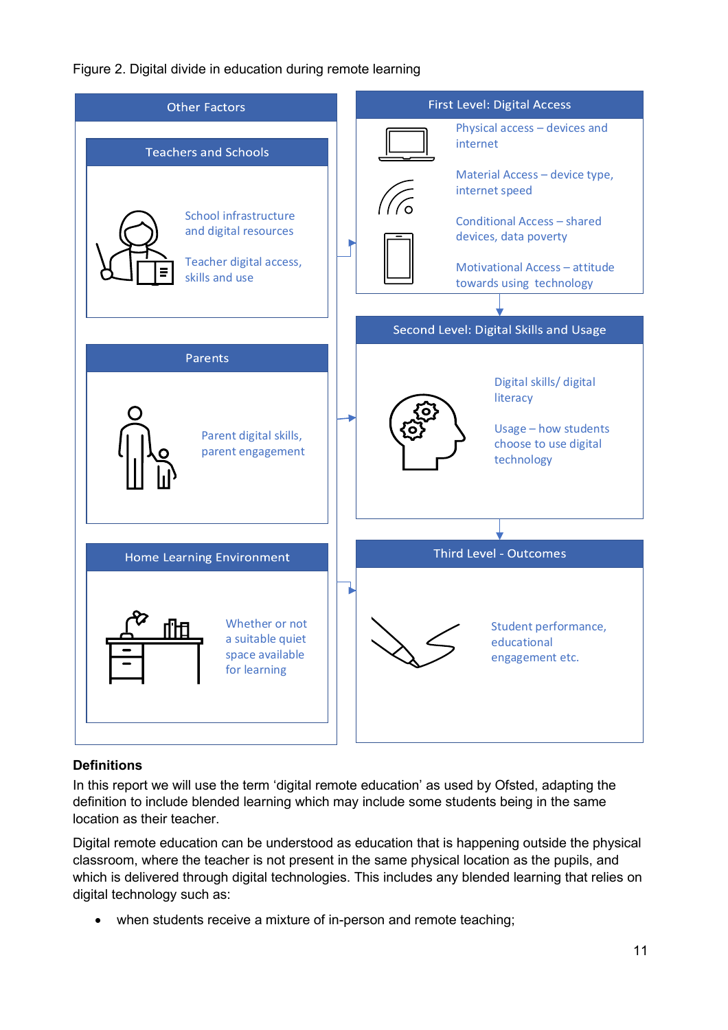Figure 2. Digital divide in education during remote learning

**Other Factors**

**Teachers and Schools**

- School infrastructure and digital resources
- Teacher digital access, skills and use

**Parents**

- Parent digital skills, parent engagement

**Home Learning Environment**

- Whether or not a suitable quiet space available for learning

**First Level: Digital Access**

- Physical access – devices and internet
- Material Access – device type, internet speed
- Conditional Access – shared devices, data poverty
- Motivational Access – attitude towards using technology

**Second Level: Digital Skills and Usage**

- Digital skills/ digital literacy
- Usage – how students choose to use digital technology

**Third Level - Outcomes**

- Student performance, educational engagement etc.

**Definitions**

In this report we will use the term 'digital remote education' as used by Ofsted, adapting the definition to include blended learning which may include some students being in the same location as their teacher.

Digital remote education can be understood as education that is happening outside the physical classroom, where the teacher is not present in the same physical location as the pupils, and which is delivered through digital technologies. This includes any blended learning that relies on digital technology such as:

- when students receive a mixture of in-person and remote teaching;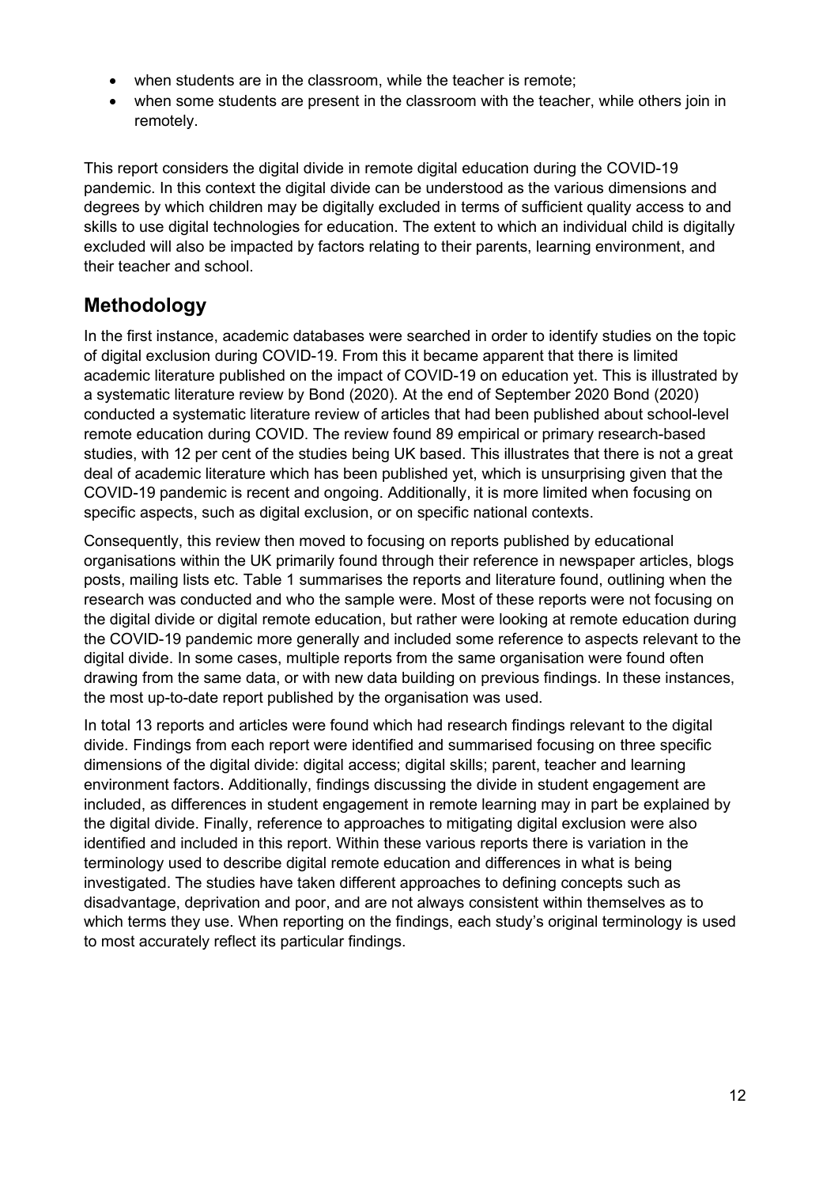- when students are in the classroom, while the teacher is remote;
- when some students are present in the classroom with the teacher, while others join in remotely.

This report considers the digital divide in remote digital education during the COVID-19 pandemic. In this context the digital divide can be understood as the various dimensions and degrees by which children may be digitally excluded in terms of sufficient quality access to and skills to use digital technologies for education. The extent to which an individual child is digitally excluded will also be impacted by factors relating to their parents, learning environment, and their teacher and school.

## Methodology

In the first instance, academic databases were searched in order to identify studies on the topic of digital exclusion during COVID-19. From this it became apparent that there is limited academic literature published on the impact of COVID-19 on education yet. This is illustrated by a systematic literature review by Bond (2020). At the end of September 2020 Bond (2020) conducted a systematic literature review of articles that had been published about school-level remote education during COVID. The review found 89 empirical or primary research-based studies, with 12 per cent of the studies being UK based. This illustrates that there is not a great deal of academic literature which has been published yet, which is unsurprising given that the COVID-19 pandemic is recent and ongoing. Additionally, it is more limited when focusing on specific aspects, such as digital exclusion, or on specific national contexts.

Consequently, this review then moved to focusing on reports published by educational organisations within the UK primarily found through their reference in newspaper articles, blogs posts, mailing lists etc. Table 1 summarises the reports and literature found, outlining when the research was conducted and who the sample were. Most of these reports were not focusing on the digital divide or digital remote education, but rather were looking at remote education during the COVID-19 pandemic more generally and included some reference to aspects relevant to the digital divide. In some cases, multiple reports from the same organisation were found often drawing from the same data, or with new data building on previous findings. In these instances, the most up-to-date report published by the organisation was used.

In total 13 reports and articles were found which had research findings relevant to the digital divide. Findings from each report were identified and summarised focusing on three specific dimensions of the digital divide: digital access; digital skills; parent, teacher and learning environment factors. Additionally, findings discussing the divide in student engagement are included, as differences in student engagement in remote learning may in part be explained by the digital divide. Finally, reference to approaches to mitigating digital exclusion were also identified and included in this report. Within these various reports there is variation in the terminology used to describe digital remote education and differences in what is being investigated. The studies have taken different approaches to defining concepts such as disadvantage, deprivation and poor, and are not always consistent within themselves as to which terms they use. When reporting on the findings, each study's original terminology is used to most accurately reflect its particular findings.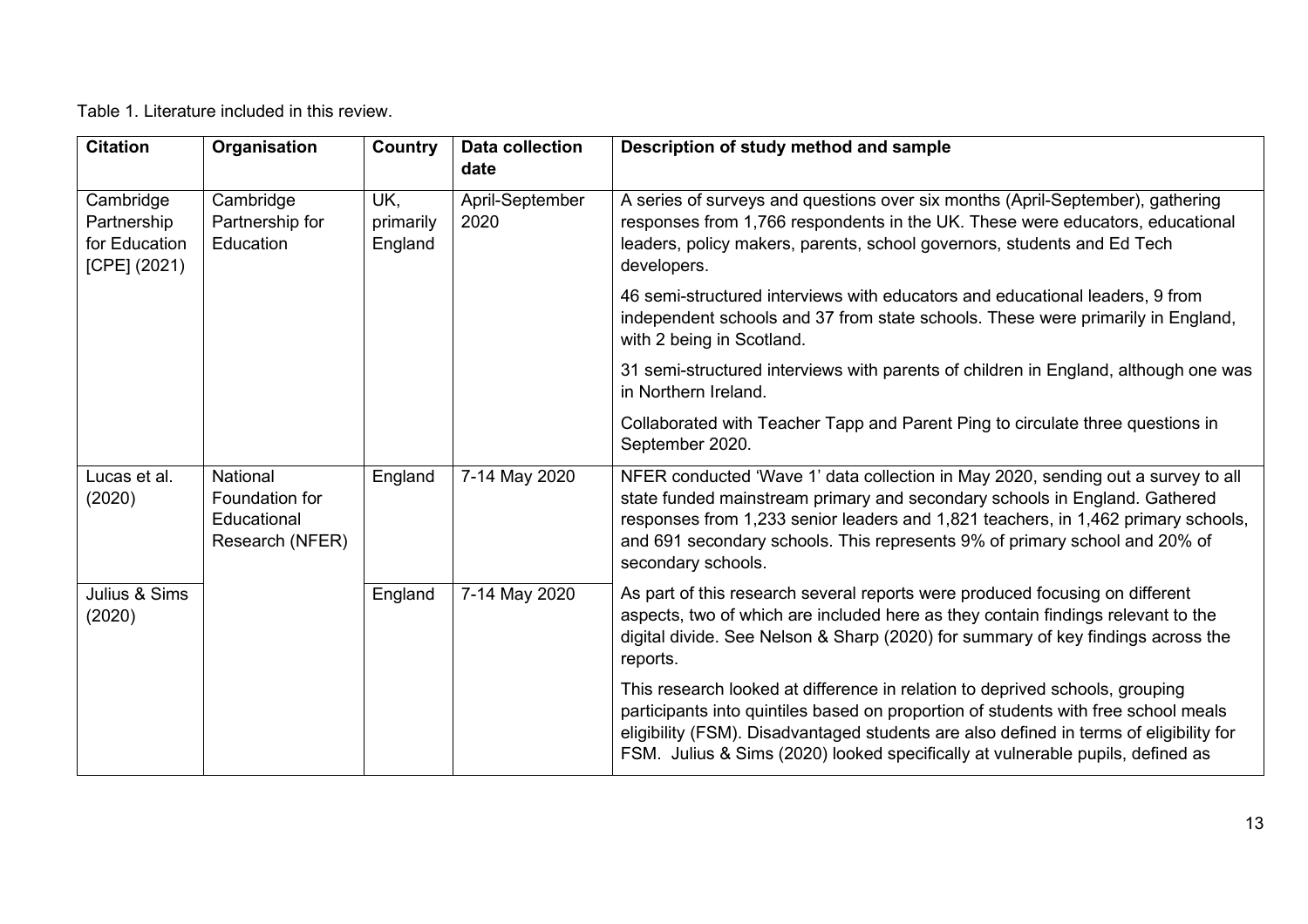Table 1. Literature included in this review.

| Citation | Organisation | Country | Data collection date | Description of study method and sample |
| --- | --- | --- | --- | --- |
| Cambridge Partnership for Education [CPE] (2021) | Cambridge Partnership for Education | UK, primarily England | April-September 2020 | A series of surveys and questions over six months (April-September), gathering responses from 1,766 respondents in the UK. These were educators, educational leaders, policy makers, parents, school governors, students and Ed Tech developers.<br><br>46 semi-structured interviews with educators and educational leaders, 9 from independent schools and 37 from state schools. These were primarily in England, with 2 being in Scotland.<br><br>31 semi-structured interviews with parents of children in England, although one was in Northern Ireland.<br><br>Collaborated with Teacher Tapp and Parent Ping to circulate three questions in September 2020. |
| Lucas et al. (2020) | National Foundation for Educational Research (NFER) | England | 7-14 May 2020 | NFER conducted 'Wave 1' data collection in May 2020, sending out a survey to all state funded mainstream primary and secondary schools in England. Gathered responses from 1,233 senior leaders and 1,821 teachers, in 1,462 primary schools, and 691 secondary schools. This represents 9% of primary school and 20% of secondary schools. |
| Julius & Sims (2020) | | England | 7-14 May 2020 | As part of this research several reports were produced focusing on different aspects, two of which are included here as they contain findings relevant to the digital divide. See Nelson & Sharp (2020) for summary of key findings across the reports.<br><br>This research looked at difference in relation to deprived schools, grouping participants into quintiles based on proportion of students with free school meals eligibility (FSM). Disadvantaged students are also defined in terms of eligibility for FSM. Julius & Sims (2020) looked specifically at vulnerable pupils, defined as |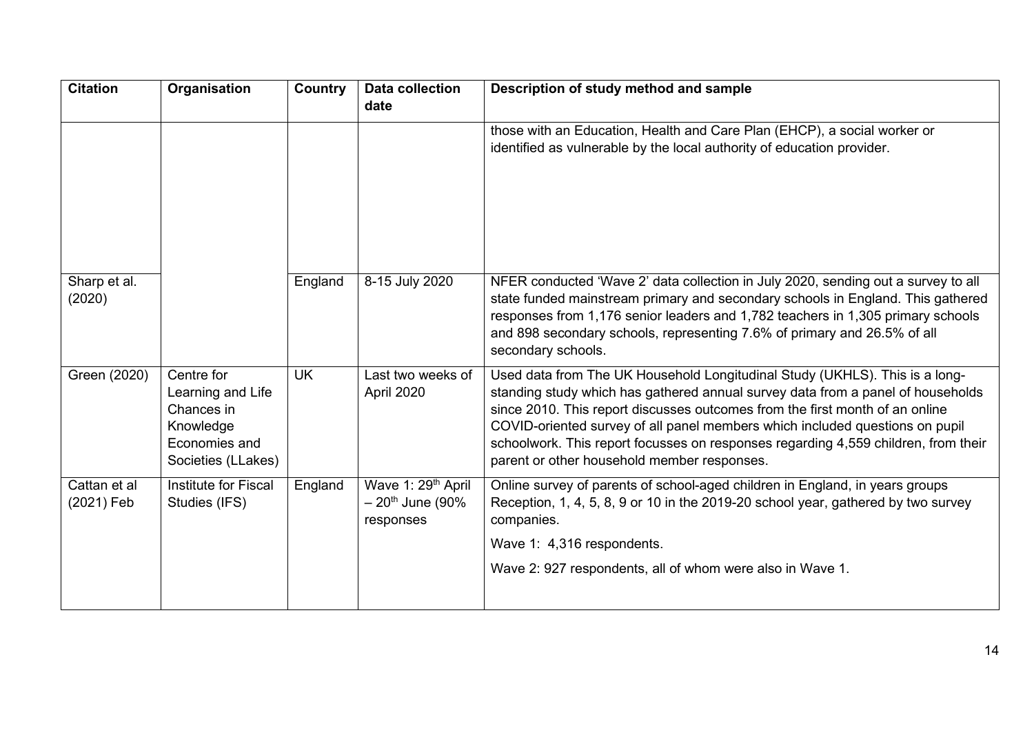| Citation | Organisation | Country | Data collection date | Description of study method and sample |
|---|---|---|---|---|
| | | | | those with an Education, Health and Care Plan (EHCP), a social worker or identified as vulnerable by the local authority of education provider. |
| Sharp et al. (2020) | | England | 8-15 July 2020 | NFER conducted 'Wave 2' data collection in July 2020, sending out a survey to all state funded mainstream primary and secondary schools in England. This gathered responses from 1,176 senior leaders and 1,782 teachers in 1,305 primary schools and 898 secondary schools, representing 7.6% of primary and 26.5% of all secondary schools. |
| Green (2020) | Centre for Learning and Life Chances in Knowledge Economies and Societies (LLakes) | UK | Last two weeks of April 2020 | Used data from The UK Household Longitudinal Study (UKHLS). This is a long-standing study which has gathered annual survey data from a panel of households since 2010. This report discusses outcomes from the first month of an online COVID-oriented survey of all panel members which included questions on pupil schoolwork. This report focusses on responses regarding 4,559 children, from their parent or other household member responses. |
| Cattan et al (2021) Feb | Institute for Fiscal Studies (IFS) | England | Wave 1: 29th April – 20th June (90% responses | Online survey of parents of school-aged children in England, in years groups Reception, 1, 4, 5, 8, 9 or 10 in the 2019-20 school year, gathered by two survey companies.<br><br>Wave 1: 4,316 respondents.<br><br>Wave 2: 927 respondents, all of whom were also in Wave 1. |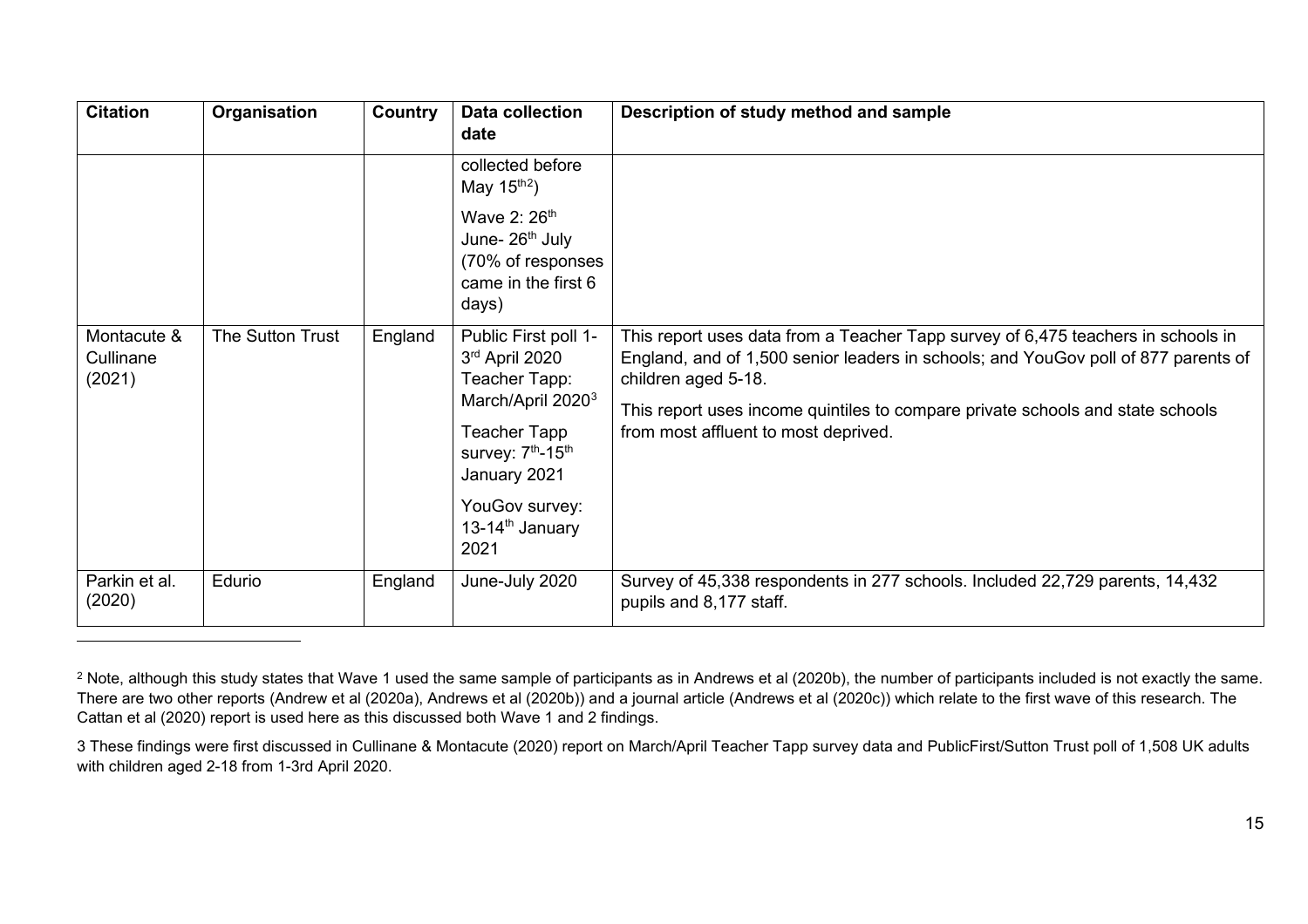| Citation | Organisation | Country | Data collection date | Description of study method and sample |
|---|---|---|---|---|
| | | | collected before May 15th[2]) Wave 2: 26th June- 26th July (70% of responses came in the first 6 days) | |
| Montacute & Cullinane (2021) | The Sutton Trust | England | Public First poll 1-3rd April 2020 Teacher Tapp: March/April 2020[3] Teacher Tapp survey: 7th-15th January 2021 YouGov survey: 13-14th January 2021 | This report uses data from a Teacher Tapp survey of 6,475 teachers in schools in England, and of 1,500 senior leaders in schools; and YouGov poll of 877 parents of children aged 5-18. This report uses income quintiles to compare private schools and state schools from most affluent to most deprived. |
| Parkin et al. (2020) | Edurio | England | June-July 2020 | Survey of 45,338 respondents in 277 schools. Included 22,729 parents, 14,432 pupils and 8,177 staff. |

[2] Note, although this study states that Wave 1 used the same sample of participants as in Andrews et al (2020b), the number of participants included is not exactly the same. There are two other reports (Andrew et al (2020a), Andrews et al (2020b)) and a journal article (Andrews et al (2020c)) which relate to the first wave of this research. The Cattan et al (2020) report is used here as this discussed both Wave 1 and 2 findings.

3 These findings were first discussed in Cullinane & Montacute (2020) report on March/April Teacher Tapp survey data and PublicFirst/Sutton Trust poll of 1,508 UK adults with children aged 2-18 from 1-3rd April 2020.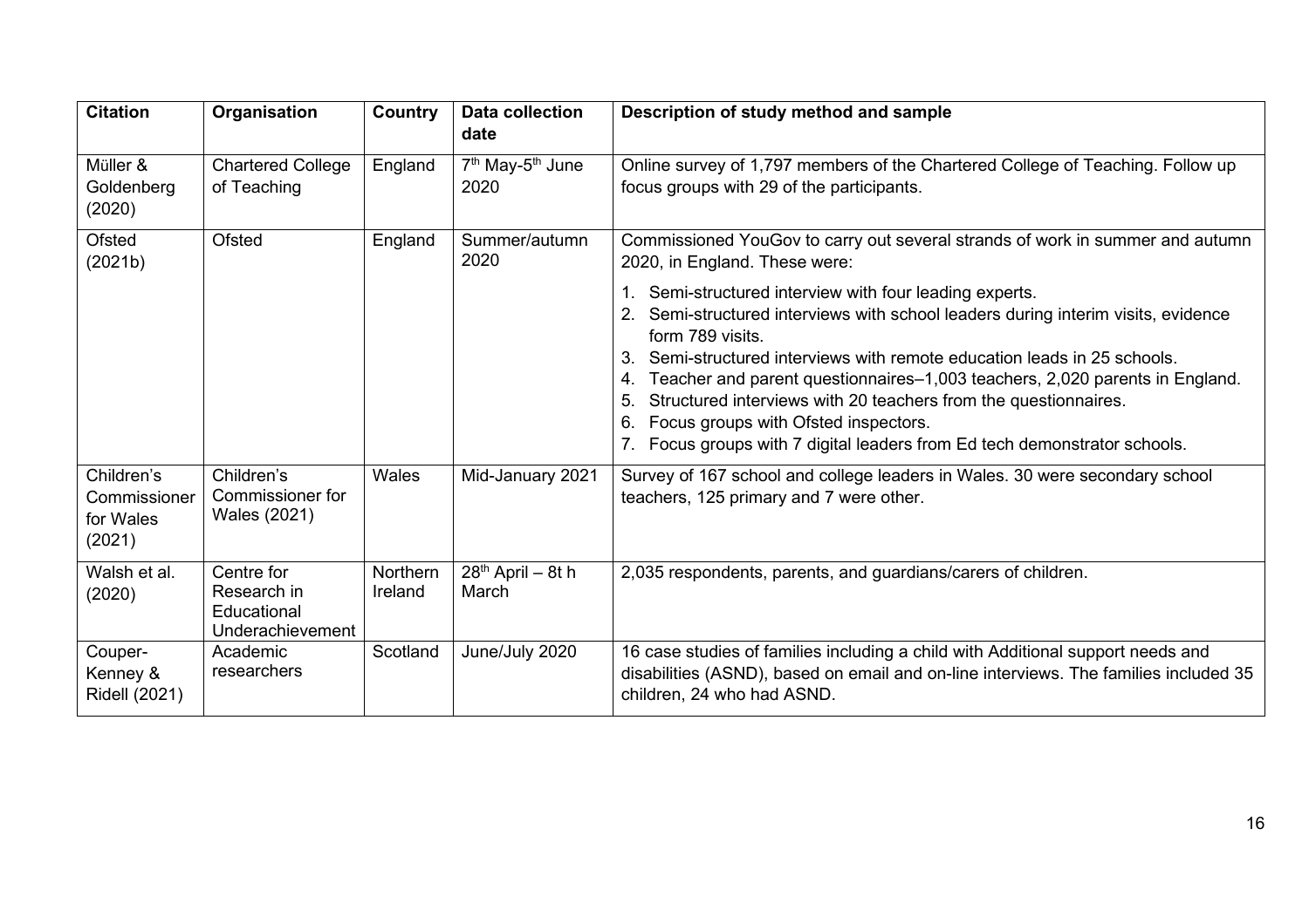| Citation | Organisation | Country | Data collection date | Description of study method and sample |
|---|---|---|---|---|
| Müller & Goldenberg (2020) | Chartered College of Teaching | England | 7th May-5th June 2020 | Online survey of 1,797 members of the Chartered College of Teaching. Follow up focus groups with 29 of the participants. |
| Ofsted (2021b) | Ofsted | England | Summer/autumn 2020 | Commissioned YouGov to carry out several strands of work in summer and autumn 2020, in England. These were: 1. Semi-structured interview with four leading experts. 2. Semi-structured interviews with school leaders during interim visits, evidence form 789 visits. 3. Semi-structured interviews with remote education leads in 25 schools. 4. Teacher and parent questionnaires–1,003 teachers, 2,020 parents in England. 5. Structured interviews with 20 teachers from the questionnaires. 6. Focus groups with Ofsted inspectors. 7. Focus groups with 7 digital leaders from Ed tech demonstrator schools. |
| Children's Commissioner for Wales (2021) | Children's Commissioner for Wales (2021) | Wales | Mid-January 2021 | Survey of 167 school and college leaders in Wales. 30 were secondary school teachers, 125 primary and 7 were other. |
| Walsh et al. (2020) | Centre for Research in Educational Underachievement | Northern Ireland | 28th April – 8t h March | 2,035 respondents, parents, and guardians/carers of children. |
| Couper-Kenney & Ridell (2021) | Academic researchers | Scotland | June/July 2020 | 16 case studies of families including a child with Additional support needs and disabilities (ASND), based on email and on-line interviews. The families included 35 children, 24 who had ASND. |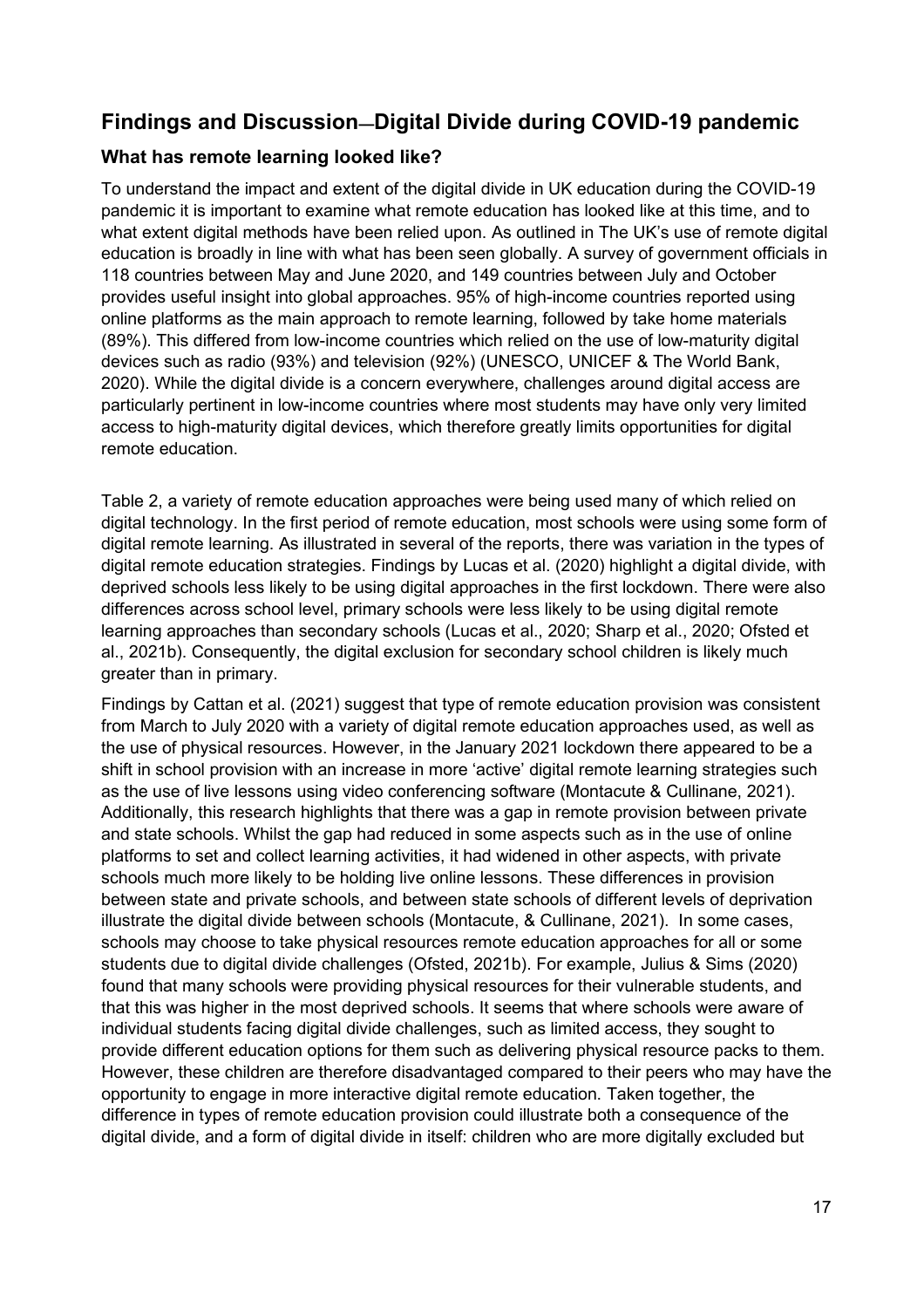## Findings and Discussion—Digital Divide during COVID-19 pandemic

### What has remote learning looked like?

To understand the impact and extent of the digital divide in UK education during the COVID-19 pandemic it is important to examine what remote education has looked like at this time, and to what extent digital methods have been relied upon. As outlined in The UK's use of remote digital education is broadly in line with what has been seen globally. A survey of government officials in 118 countries between May and June 2020, and 149 countries between July and October provides useful insight into global approaches. 95% of high-income countries reported using online platforms as the main approach to remote learning, followed by take home materials (89%). This differed from low-income countries which relied on the use of low-maturity digital devices such as radio (93%) and television (92%) (UNESCO, UNICEF & The World Bank, 2020). While the digital divide is a concern everywhere, challenges around digital access are particularly pertinent in low-income countries where most students may have only very limited access to high-maturity digital devices, which therefore greatly limits opportunities for digital remote education.

Table 2, a variety of remote education approaches were being used many of which relied on digital technology. In the first period of remote education, most schools were using some form of digital remote learning. As illustrated in several of the reports, there was variation in the types of digital remote education strategies. Findings by Lucas et al. (2020) highlight a digital divide, with deprived schools less likely to be using digital approaches in the first lockdown. There were also differences across school level, primary schools were less likely to be using digital remote learning approaches than secondary schools (Lucas et al., 2020; Sharp et al., 2020; Ofsted et al., 2021b). Consequently, the digital exclusion for secondary school children is likely much greater than in primary.

Findings by Cattan et al. (2021) suggest that type of remote education provision was consistent from March to July 2020 with a variety of digital remote education approaches used, as well as the use of physical resources. However, in the January 2021 lockdown there appeared to be a shift in school provision with an increase in more 'active' digital remote learning strategies such as the use of live lessons using video conferencing software (Montacute & Cullinane, 2021). Additionally, this research highlights that there was a gap in remote provision between private and state schools. Whilst the gap had reduced in some aspects such as in the use of online platforms to set and collect learning activities, it had widened in other aspects, with private schools much more likely to be holding live online lessons. These differences in provision between state and private schools, and between state schools of different levels of deprivation illustrate the digital divide between schools (Montacute, & Cullinane, 2021). In some cases, schools may choose to take physical resources remote education approaches for all or some students due to digital divide challenges (Ofsted, 2021b). For example, Julius & Sims (2020) found that many schools were providing physical resources for their vulnerable students, and that this was higher in the most deprived schools. It seems that where schools were aware of individual students facing digital divide challenges, such as limited access, they sought to provide different education options for them such as delivering physical resource packs to them. However, these children are therefore disadvantaged compared to their peers who may have the opportunity to engage in more interactive digital remote education. Taken together, the difference in types of remote education provision could illustrate both a consequence of the digital divide, and a form of digital divide in itself: children who are more digitally excluded but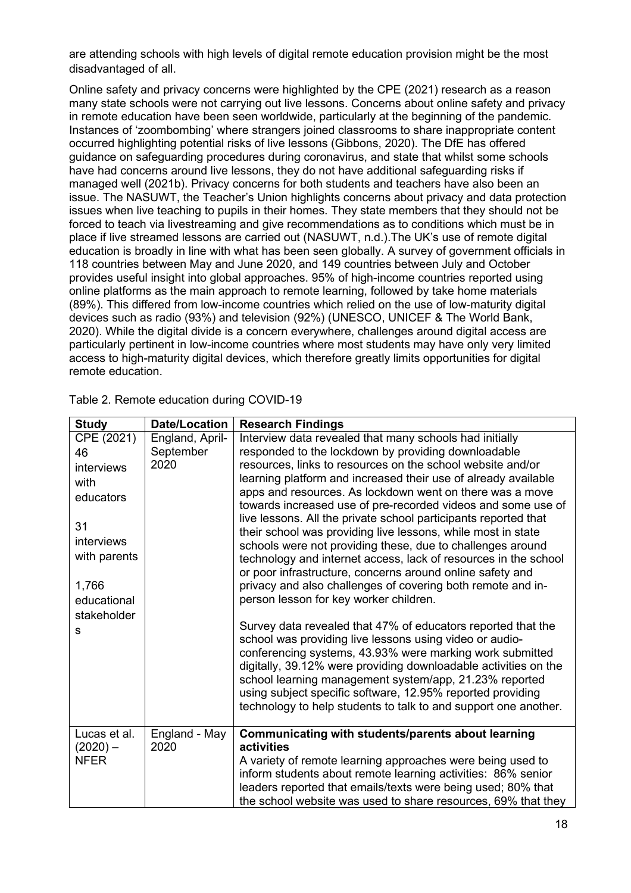are attending schools with high levels of digital remote education provision might be the most disadvantaged of all.

Online safety and privacy concerns were highlighted by the CPE (2021) research as a reason many state schools were not carrying out live lessons. Concerns about online safety and privacy in remote education have been seen worldwide, particularly at the beginning of the pandemic. Instances of 'zoombombing' where strangers joined classrooms to share inappropriate content occurred highlighting potential risks of live lessons (Gibbons, 2020). The DfE has offered guidance on safeguarding procedures during coronavirus, and state that whilst some schools have had concerns around live lessons, they do not have additional safeguarding risks if managed well (2021b). Privacy concerns for both students and teachers have also been an issue. The NASUWT, the Teacher's Union highlights concerns about privacy and data protection issues when live teaching to pupils in their homes. They state members that they should not be forced to teach via livestreaming and give recommendations as to conditions which must be in place if live streamed lessons are carried out (NASUWT, n.d.).The UK's use of remote digital education is broadly in line with what has been seen globally. A survey of government officials in 118 countries between May and June 2020, and 149 countries between July and October provides useful insight into global approaches. 95% of high-income countries reported using online platforms as the main approach to remote learning, followed by take home materials (89%). This differed from low-income countries which relied on the use of low-maturity digital devices such as radio (93%) and television (92%) (UNESCO, UNICEF & The World Bank, 2020). While the digital divide is a concern everywhere, challenges around digital access are particularly pertinent in low-income countries where most students may have only very limited access to high-maturity digital devices, which therefore greatly limits opportunities for digital remote education.

Table 2. Remote education during COVID-19

| Study | Date/Location | Research Findings |
|---|---|---|
| CPE (2021)<br>46 interviews with educators<br><br>31 interviews with parents<br><br>1,766 educational stakeholders | England, April-September 2020 | Interview data revealed that many schools had initially responded to the lockdown by providing downloadable resources, links to resources on the school website and/or learning platform and increased their use of already available apps and resources. As lockdown went on there was a move towards increased use of pre-recorded videos and some use of live lessons. All the private school participants reported that their school was providing live lessons, while most in state schools were not providing these, due to challenges around technology and internet access, lack of resources in the school or poor infrastructure, concerns around online safety and privacy and also challenges of covering both remote and in-person lesson for key worker children.<br><br>Survey data revealed that 47% of educators reported that the school was providing live lessons using video or audio-conferencing systems, 43.93% were marking work submitted digitally, 39.12% were providing downloadable activities on the school learning management system/app, 21.23% reported using subject specific software, 12.95% reported providing technology to help students to talk to and support one another. |
| Lucas et al. (2020) – NFER | England - May 2020 | **Communicating with students/parents about learning activities**<br>A variety of remote learning approaches were being used to inform students about remote learning activities: 86% senior leaders reported that emails/texts were being used; 80% that the school website was used to share resources, 69% that they |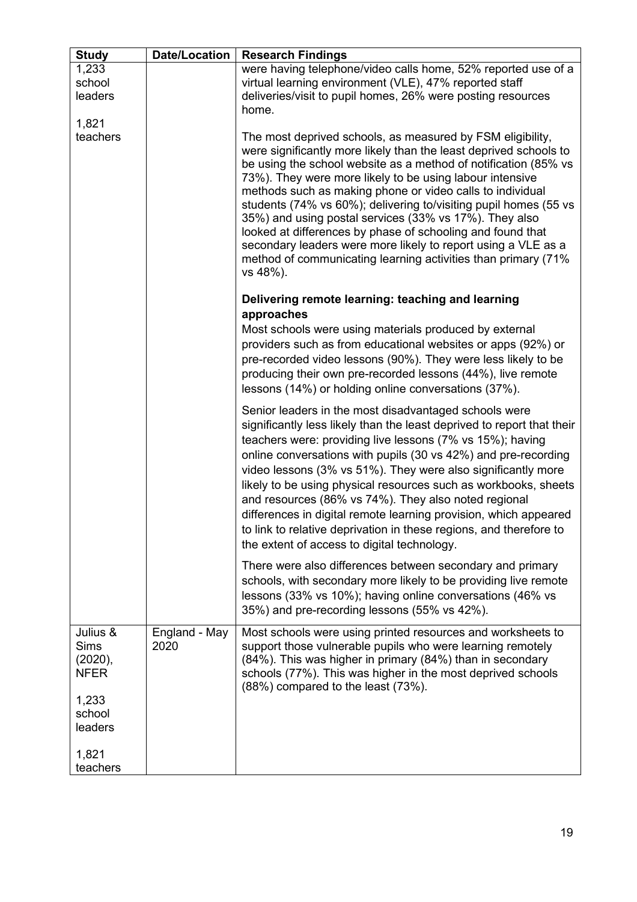| Study | Date/Location | Research Findings |
|---|---|---|
| 1,233 school leaders<br><br>1,821 teachers | | were having telephone/video calls home, 52% reported use of a virtual learning environment (VLE), 47% reported staff deliveries/visit to pupil homes, 26% were posting resources home.<br><br>The most deprived schools, as measured by FSM eligibility, were significantly more likely than the least deprived schools to be using the school website as a method of notification (85% vs 73%). They were more likely to be using labour intensive methods such as making phone or video calls to individual students (74% vs 60%); delivering to/visiting pupil homes (55 vs 35%) and using postal services (33% vs 17%). They also looked at differences by phase of schooling and found that secondary leaders were more likely to report using a VLE as a method of communicating learning activities than primary (71% vs 48%).<br><br>**Delivering remote learning: teaching and learning approaches**<br>Most schools were using materials produced by external providers such as from educational websites or apps (92%) or pre-recorded video lessons (90%). They were less likely to be producing their own pre-recorded lessons (44%), live remote lessons (14%) or holding online conversations (37%).<br><br>Senior leaders in the most disadvantaged schools were significantly less likely than the least deprived to report that their teachers were: providing live lessons (7% vs 15%); having online conversations with pupils (30 vs 42%) and pre-recording video lessons (3% vs 51%). They were also significantly more likely to be using physical resources such as workbooks, sheets and resources (86% vs 74%). They also noted regional differences in digital remote learning provision, which appeared to link to relative deprivation in these regions, and therefore to the extent of access to digital technology.<br><br>There were also differences between secondary and primary schools, with secondary more likely to be providing live remote lessons (33% vs 10%); having online conversations (46% vs 35%) and pre-recording lessons (55% vs 42%). |
| Julius & Sims (2020), NFER<br><br>1,233 school leaders<br><br>1,821 teachers | England - May 2020 | Most schools were using printed resources and worksheets to support those vulnerable pupils who were learning remotely (84%). This was higher in primary (84%) than in secondary schools (77%). This was higher in the most deprived schools (88%) compared to the least (73%). |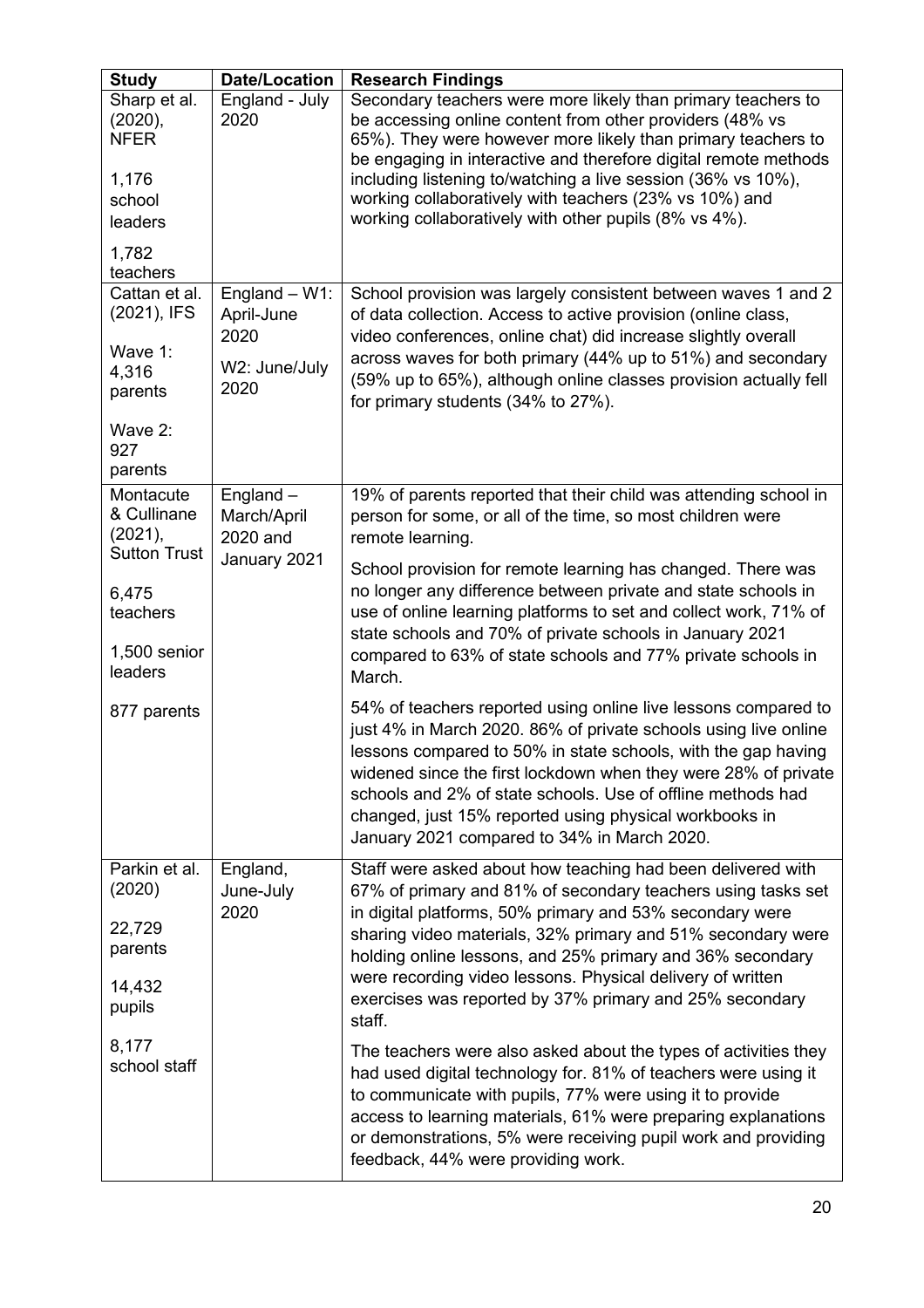| Study | Date/Location | Research Findings |
|---|---|---|
| Sharp et al. (2020), NFER<br><br>1,176 school leaders<br><br>1,782 teachers | England - July 2020 | Secondary teachers were more likely than primary teachers to be accessing online content from other providers (48% vs 65%). They were however more likely than primary teachers to be engaging in interactive and therefore digital remote methods including listening to/watching a live session (36% vs 10%), working collaboratively with teachers (23% vs 10%) and working collaboratively with other pupils (8% vs 4%). |
| Cattan et al. (2021), IFS<br><br>Wave 1: 4,316 parents<br><br>Wave 2: 927 parents | England – W1: April-June 2020<br><br>W2: June/July 2020 | School provision was largely consistent between waves 1 and 2 of data collection. Access to active provision (online class, video conferences, online chat) did increase slightly overall across waves for both primary (44% up to 51%) and secondary (59% up to 65%), although online classes provision actually fell for primary students (34% to 27%). |
| Montacute & Cullinane (2021), Sutton Trust<br><br>6,475 teachers<br><br>1,500 senior leaders<br><br>877 parents | England – March/April 2020 and January 2021 | 19% of parents reported that their child was attending school in person for some, or all of the time, so most children were remote learning.<br><br>School provision for remote learning has changed. There was no longer any difference between private and state schools in use of online learning platforms to set and collect work, 71% of state schools and 70% of private schools in January 2021 compared to 63% of state schools and 77% private schools in March.<br><br>54% of teachers reported using online live lessons compared to just 4% in March 2020. 86% of private schools using live online lessons compared to 50% in state schools, with the gap having widened since the first lockdown when they were 28% of private schools and 2% of state schools. Use of offline methods had changed, just 15% reported using physical workbooks in January 2021 compared to 34% in March 2020. |
| Parkin et al. (2020)<br><br>22,729 parents<br><br>14,432 pupils<br><br>8,177 school staff | England, June-July 2020 | Staff were asked about how teaching had been delivered with 67% of primary and 81% of secondary teachers using tasks set in digital platforms, 50% primary and 53% secondary were sharing video materials, 32% primary and 51% secondary were holding online lessons, and 25% primary and 36% secondary were recording video lessons. Physical delivery of written exercises was reported by 37% primary and 25% secondary staff.<br><br>The teachers were also asked about the types of activities they had used digital technology for. 81% of teachers were using it to communicate with pupils, 77% were using it to provide access to learning materials, 61% were preparing explanations or demonstrations, 5% were receiving pupil work and providing feedback, 44% were providing work. |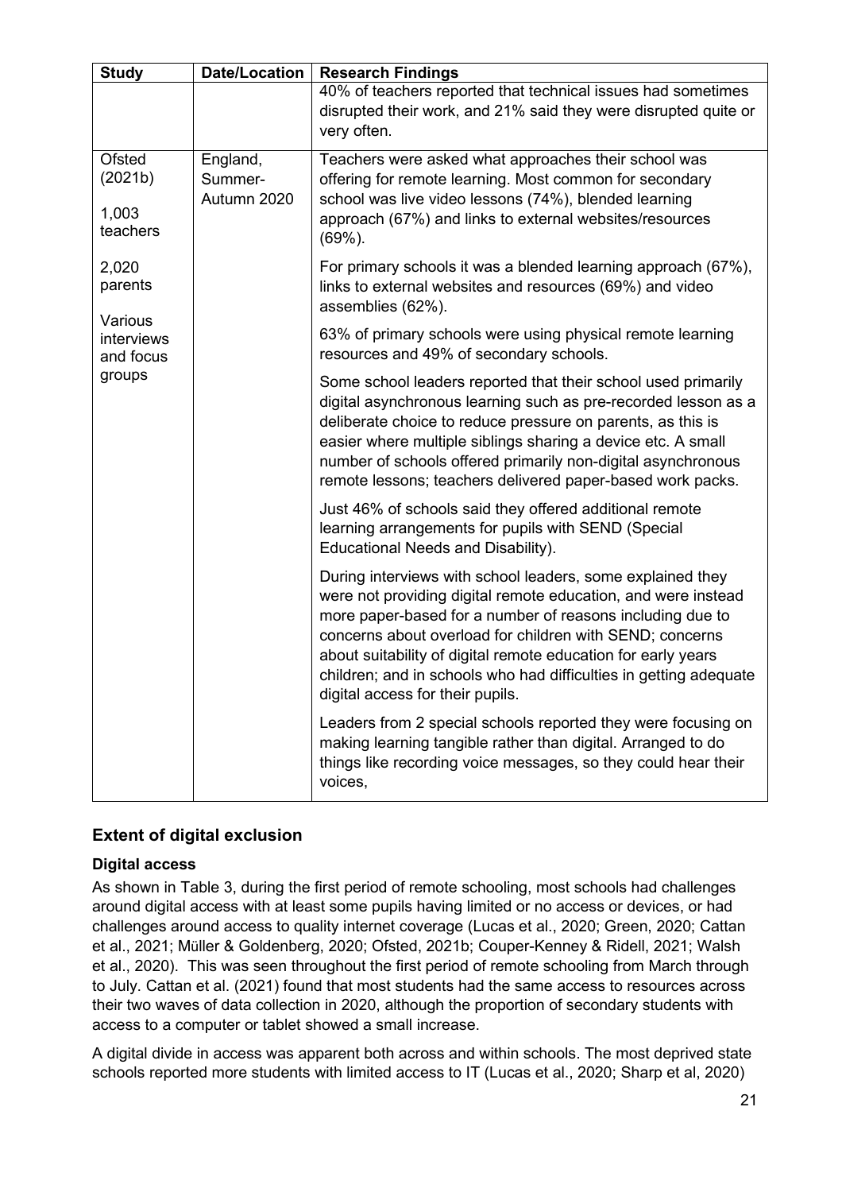| Study | Date/Location | Research Findings |
| --- | --- | --- |
| | | 40% of teachers reported that technical issues had sometimes disrupted their work, and 21% said they were disrupted quite or very often. |
| Ofsted (2021b)<br><br>1,003 teachers<br><br>2,020 parents<br><br>Various interviews and focus groups | England, Summer-Autumn 2020 | Teachers were asked what approaches their school was offering for remote learning. Most common for secondary school was live video lessons (74%), blended learning approach (67%) and links to external websites/resources (69%).<br><br>For primary schools it was a blended learning approach (67%), links to external websites and resources (69%) and video assemblies (62%).<br><br>63% of primary schools were using physical remote learning resources and 49% of secondary schools.<br><br>Some school leaders reported that their school used primarily digital asynchronous learning such as pre-recorded lesson as a deliberate choice to reduce pressure on parents, as this is easier where multiple siblings sharing a device etc. A small number of schools offered primarily non-digital asynchronous remote lessons; teachers delivered paper-based work packs.<br><br>Just 46% of schools said they offered additional remote learning arrangements for pupils with SEND (Special Educational Needs and Disability).<br><br>During interviews with school leaders, some explained they were not providing digital remote education, and were instead more paper-based for a number of reasons including due to concerns about overload for children with SEND; concerns about suitability of digital remote education for early years children; and in schools who had difficulties in getting adequate digital access for their pupils.<br><br>Leaders from 2 special schools reported they were focusing on making learning tangible rather than digital. Arranged to do things like recording voice messages, so they could hear their voices, |

## Extent of digital exclusion

### Digital access

As shown in Table 3, during the first period of remote schooling, most schools had challenges around digital access with at least some pupils having limited or no access or devices, or had challenges around access to quality internet coverage (Lucas et al., 2020; Green, 2020; Cattan et al., 2021; Müller & Goldenberg, 2020; Ofsted, 2021b; Couper-Kenney & Ridell, 2021; Walsh et al., 2020). This was seen throughout the first period of remote schooling from March through to July. Cattan et al. (2021) found that most students had the same access to resources across their two waves of data collection in 2020, although the proportion of secondary students with access to a computer or tablet showed a small increase.

A digital divide in access was apparent both across and within schools. The most deprived state schools reported more students with limited access to IT (Lucas et al., 2020; Sharp et al, 2020)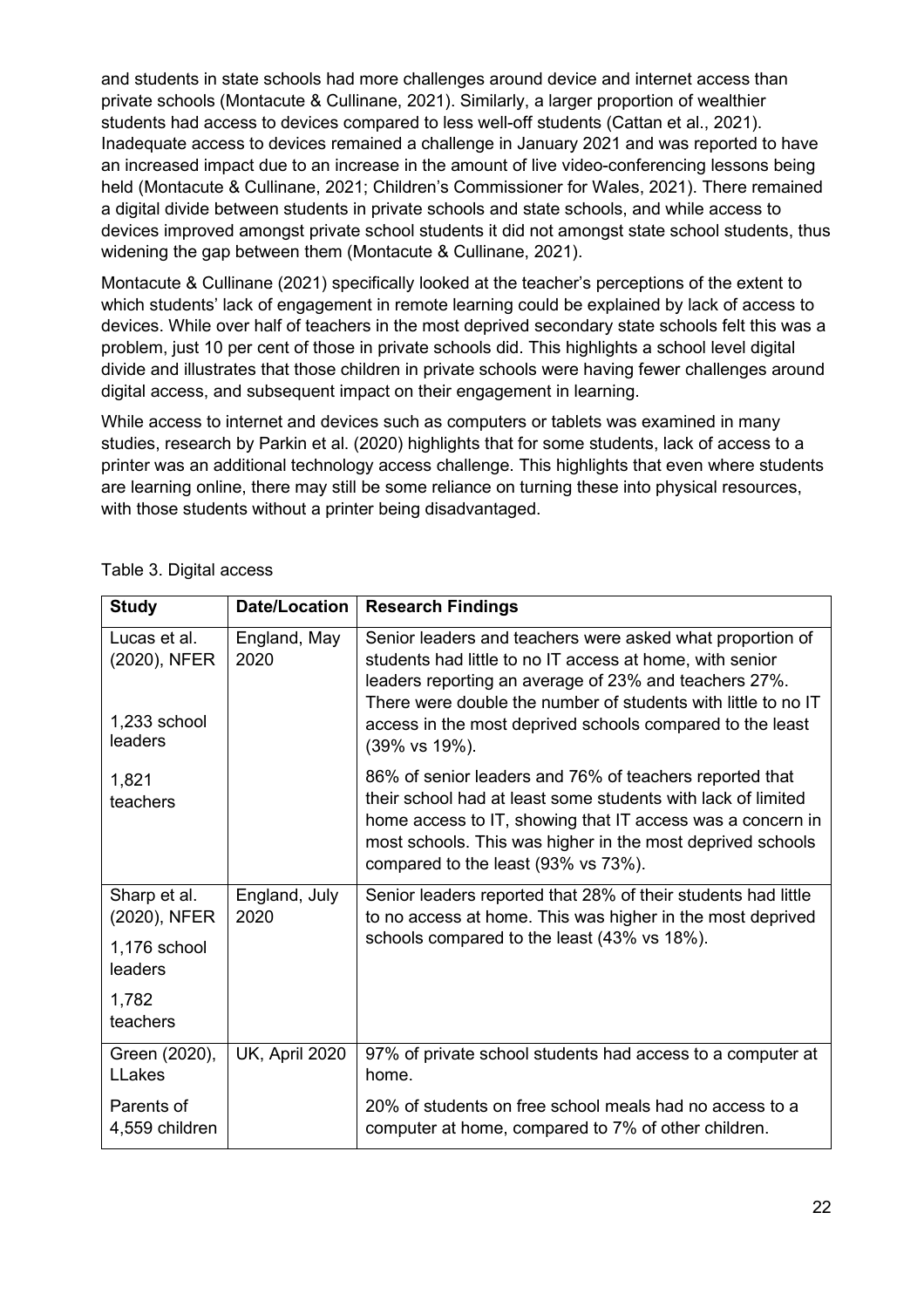and students in state schools had more challenges around device and internet access than private schools (Montacute & Cullinane, 2021). Similarly, a larger proportion of wealthier students had access to devices compared to less well-off students (Cattan et al., 2021). Inadequate access to devices remained a challenge in January 2021 and was reported to have an increased impact due to an increase in the amount of live video-conferencing lessons being held (Montacute & Cullinane, 2021; Children's Commissioner for Wales, 2021). There remained a digital divide between students in private schools and state schools, and while access to devices improved amongst private school students it did not amongst state school students, thus widening the gap between them (Montacute & Cullinane, 2021).

Montacute & Cullinane (2021) specifically looked at the teacher's perceptions of the extent to which students' lack of engagement in remote learning could be explained by lack of access to devices. While over half of teachers in the most deprived secondary state schools felt this was a problem, just 10 per cent of those in private schools did. This highlights a school level digital divide and illustrates that those children in private schools were having fewer challenges around digital access, and subsequent impact on their engagement in learning.

While access to internet and devices such as computers or tablets was examined in many studies, research by Parkin et al. (2020) highlights that for some students, lack of access to a printer was an additional technology access challenge. This highlights that even where students are learning online, there may still be some reliance on turning these into physical resources, with those students without a printer being disadvantaged.

Table 3. Digital access

| Study | Date/Location | Research Findings |
|---|---|---|
| Lucas et al. (2020), NFER<br><br>1,233 school leaders<br><br>1,821 teachers | England, May 2020 | Senior leaders and teachers were asked what proportion of students had little to no IT access at home, with senior leaders reporting an average of 23% and teachers 27%. There were double the number of students with little to no IT access in the most deprived schools compared to the least (39% vs 19%).<br><br>86% of senior leaders and 76% of teachers reported that their school had at least some students with lack of limited home access to IT, showing that IT access was a concern in most schools. This was higher in the most deprived schools compared to the least (93% vs 73%). |
| Sharp et al. (2020), NFER<br><br>1,176 school leaders<br><br>1,782 teachers | England, July 2020 | Senior leaders reported that 28% of their students had little to no access at home. This was higher in the most deprived schools compared to the least (43% vs 18%). |
| Green (2020), LLakes<br><br>Parents of 4,559 children | UK, April 2020 | 97% of private school students had access to a computer at home.<br><br>20% of students on free school meals had no access to a computer at home, compared to 7% of other children. |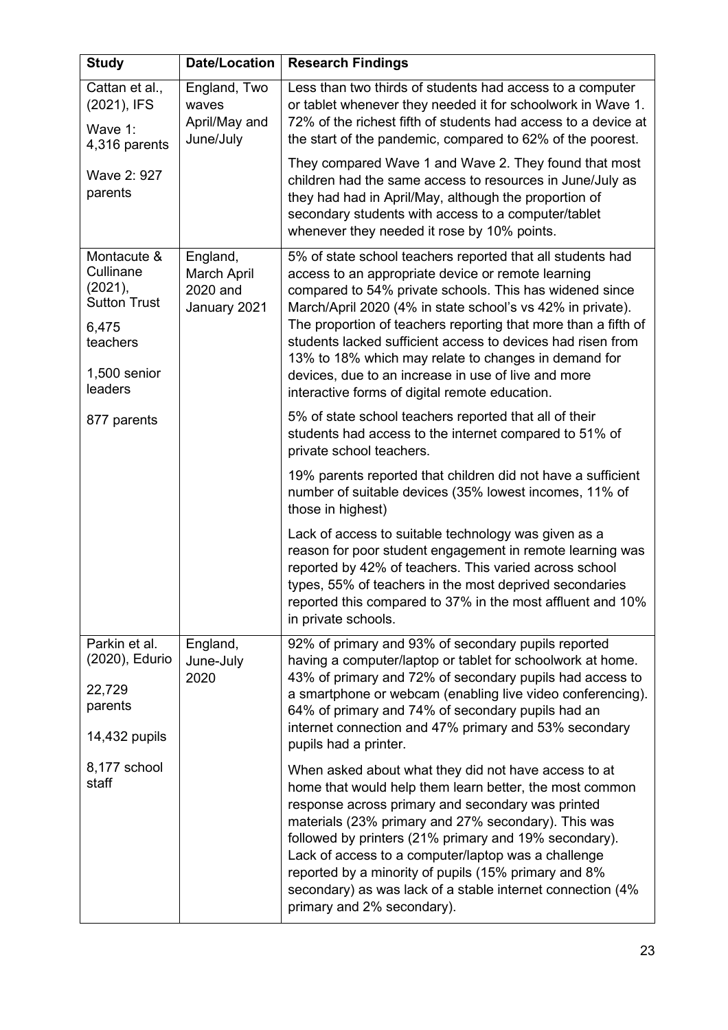| Study | Date/Location | Research Findings |
|---|---|---|
| Cattan et al., (2021), IFS<br><br>Wave 1: 4,316 parents<br><br>Wave 2: 927 parents | England, Two waves<br><br>April/May and June/July | Less than two thirds of students had access to a computer or tablet whenever they needed it for schoolwork in Wave 1. 72% of the richest fifth of students had access to a device at the start of the pandemic, compared to 62% of the poorest.<br><br>They compared Wave 1 and Wave 2. They found that most children had the same access to resources in June/July as they had had in April/May, although the proportion of secondary students with access to a computer/tablet whenever they needed it rose by 10% points. |
| Montacute & Cullinane (2021), Sutton Trust<br><br>6,475 teachers<br><br>1,500 senior leaders<br><br>877 parents | England, March April 2020 and January 2021 | 5% of state school teachers reported that all students had access to an appropriate device or remote learning compared to 54% private schools. This has widened since March/April 2020 (4% in state school's vs 42% in private). The proportion of teachers reporting that more than a fifth of students lacked sufficient access to devices had risen from 13% to 18% which may relate to changes in demand for devices, due to an increase in use of live and more interactive forms of digital remote education.<br><br>5% of state school teachers reported that all of their students had access to the internet compared to 51% of private school teachers.<br><br>19% parents reported that children did not have a sufficient number of suitable devices (35% lowest incomes, 11% of those in highest)<br><br>Lack of access to suitable technology was given as a reason for poor student engagement in remote learning was reported by 42% of teachers. This varied across school types, 55% of teachers in the most deprived secondaries reported this compared to 37% in the most affluent and 10% in private schools. |
| Parkin et al. (2020), Edurio<br><br>22,729 parents<br><br>14,432 pupils<br><br>8,177 school staff | England, June-July 2020 | 92% of primary and 93% of secondary pupils reported having a computer/laptop or tablet for schoolwork at home. 43% of primary and 72% of secondary pupils had access to a smartphone or webcam (enabling live video conferencing). 64% of primary and 74% of secondary pupils had an internet connection and 47% primary and 53% secondary pupils had a printer.<br><br>When asked about what they did not have access to at home that would help them learn better, the most common response across primary and secondary was printed materials (23% primary and 27% secondary). This was followed by printers (21% primary and 19% secondary). Lack of access to a computer/laptop was a challenge reported by a minority of pupils (15% primary and 8% secondary) as was lack of a stable internet connection (4% primary and 2% secondary). |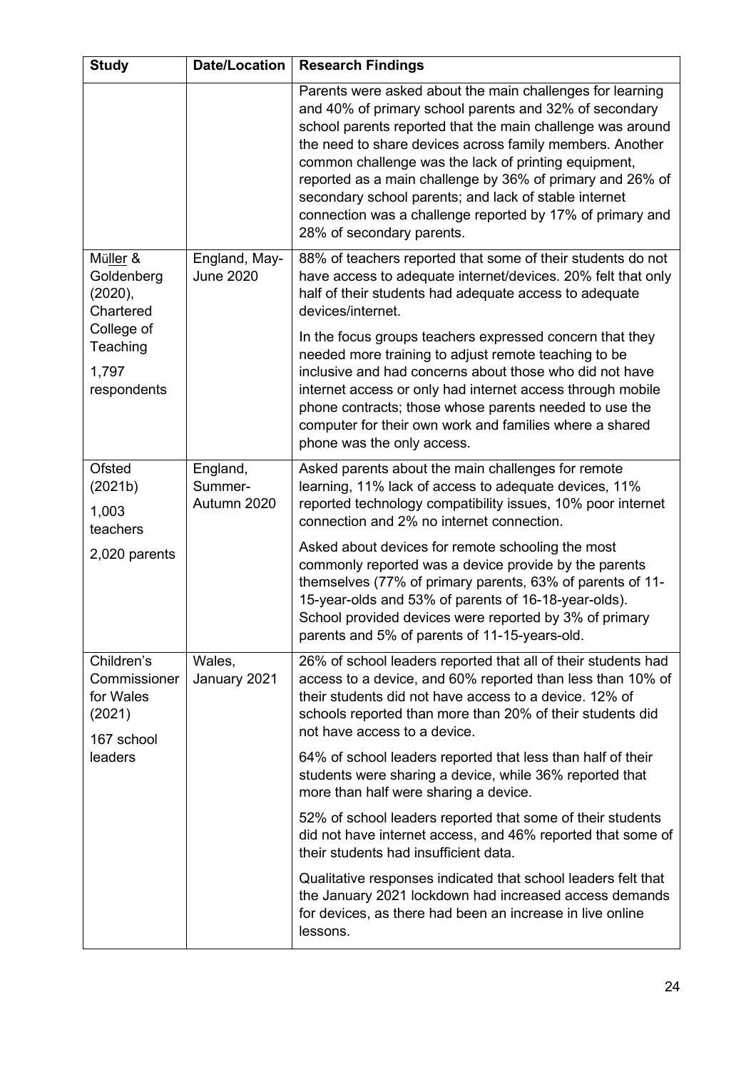| Study | Date/Location | Research Findings |
|---|---|---|
| | | Parents were asked about the main challenges for learning and 40% of primary school parents and 32% of secondary school parents reported that the main challenge was around the need to share devices across family members. Another common challenge was the lack of printing equipment, reported as a main challenge by 36% of primary and 26% of secondary school parents; and lack of stable internet connection was a challenge reported by 17% of primary and 28% of secondary parents. |
| Müller & Goldenberg (2020), Chartered College of Teaching<br><br>1,797 respondents | England, May-June 2020 | 88% of teachers reported that some of their students do not have access to adequate internet/devices. 20% felt that only half of their students had adequate access to adequate devices/internet.<br><br>In the focus groups teachers expressed concern that they needed more training to adjust remote teaching to be inclusive and had concerns about those who did not have internet access or only had internet access through mobile phone contracts; those whose parents needed to use the computer for their own work and families where a shared phone was the only access. |
| Ofsted (2021b)<br><br>1,003 teachers<br><br>2,020 parents | England, Summer-Autumn 2020 | Asked parents about the main challenges for remote learning, 11% lack of access to adequate devices, 11% reported technology compatibility issues, 10% poor internet connection and 2% no internet connection.<br><br>Asked about devices for remote schooling the most commonly reported was a device provide by the parents themselves (77% of primary parents, 63% of parents of 11-15-year-olds and 53% of parents of 16-18-year-olds). School provided devices were reported by 3% of primary parents and 5% of parents of 11-15-years-old. |
| Children's Commissioner for Wales (2021)<br><br>167 school leaders | Wales, January 2021 | 26% of school leaders reported that all of their students had access to a device, and 60% reported than less than 10% of their students did not have access to a device. 12% of schools reported than more than 20% of their students did not have access to a device.<br><br>64% of school leaders reported that less than half of their students were sharing a device, while 36% reported that more than half were sharing a device.<br><br>52% of school leaders reported that some of their students did not have internet access, and 46% reported that some of their students had insufficient data.<br><br>Qualitative responses indicated that school leaders felt that the January 2021 lockdown had increased access demands for devices, as there had been an increase in live online lessons. |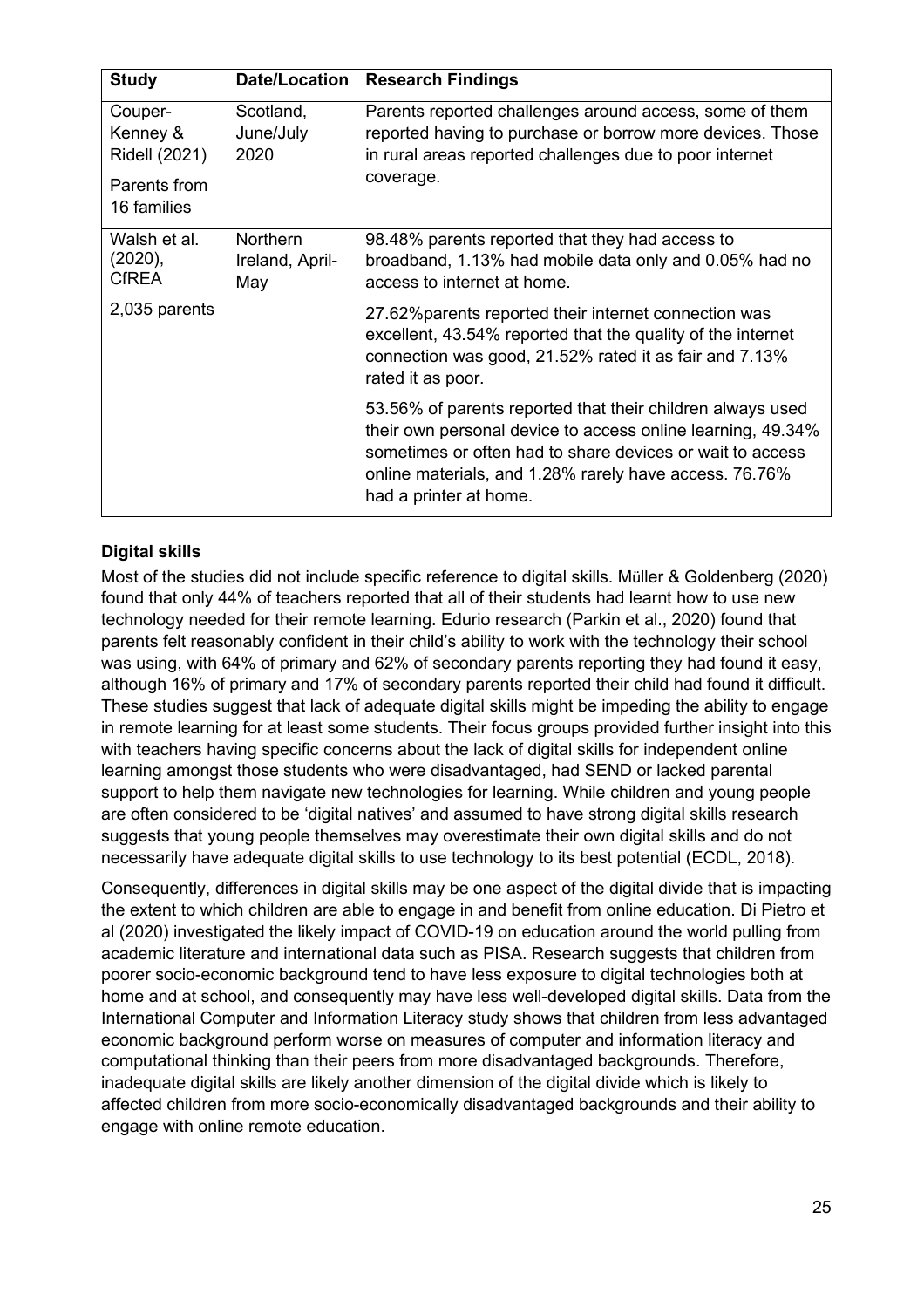| Study | Date/Location | Research Findings |
|---|---|---|
| Couper-Kenney & Ridell (2021)<br><br>Parents from 16 families | Scotland, June/July 2020 | Parents reported challenges around access, some of them reported having to purchase or borrow more devices. Those in rural areas reported challenges due to poor internet coverage. |
| Walsh et al. (2020), CfREA<br><br>2,035 parents | Northern Ireland, April-May | 98.48% parents reported that they had access to broadband, 1.13% had mobile data only and 0.05% had no access to internet at home.<br><br>27.62%parents reported their internet connection was excellent, 43.54% reported that the quality of the internet connection was good, 21.52% rated it as fair and 7.13% rated it as poor.<br><br>53.56% of parents reported that their children always used their own personal device to access online learning, 49.34% sometimes or often had to share devices or wait to access online materials, and 1.28% rarely have access. 76.76% had a printer at home. |

**Digital skills**

Most of the studies did not include specific reference to digital skills. Müller & Goldenberg (2020) found that only 44% of teachers reported that all of their students had learnt how to use new technology needed for their remote learning. Edurio research (Parkin et al., 2020) found that parents felt reasonably confident in their child's ability to work with the technology their school was using, with 64% of primary and 62% of secondary parents reporting they had found it easy, although 16% of primary and 17% of secondary parents reported their child had found it difficult. These studies suggest that lack of adequate digital skills might be impeding the ability to engage in remote learning for at least some students. Their focus groups provided further insight into this with teachers having specific concerns about the lack of digital skills for independent online learning amongst those students who were disadvantaged, had SEND or lacked parental support to help them navigate new technologies for learning. While children and young people are often considered to be 'digital natives' and assumed to have strong digital skills research suggests that young people themselves may overestimate their own digital skills and do not necessarily have adequate digital skills to use technology to its best potential (ECDL, 2018).

Consequently, differences in digital skills may be one aspect of the digital divide that is impacting the extent to which children are able to engage in and benefit from online education. Di Pietro et al (2020) investigated the likely impact of COVID-19 on education around the world pulling from academic literature and international data such as PISA. Research suggests that children from poorer socio-economic background tend to have less exposure to digital technologies both at home and at school, and consequently may have less well-developed digital skills. Data from the International Computer and Information Literacy study shows that children from less advantaged economic background perform worse on measures of computer and information literacy and computational thinking than their peers from more disadvantaged backgrounds. Therefore, inadequate digital skills are likely another dimension of the digital divide which is likely to affected children from more socio-economically disadvantaged backgrounds and their ability to engage with online remote education.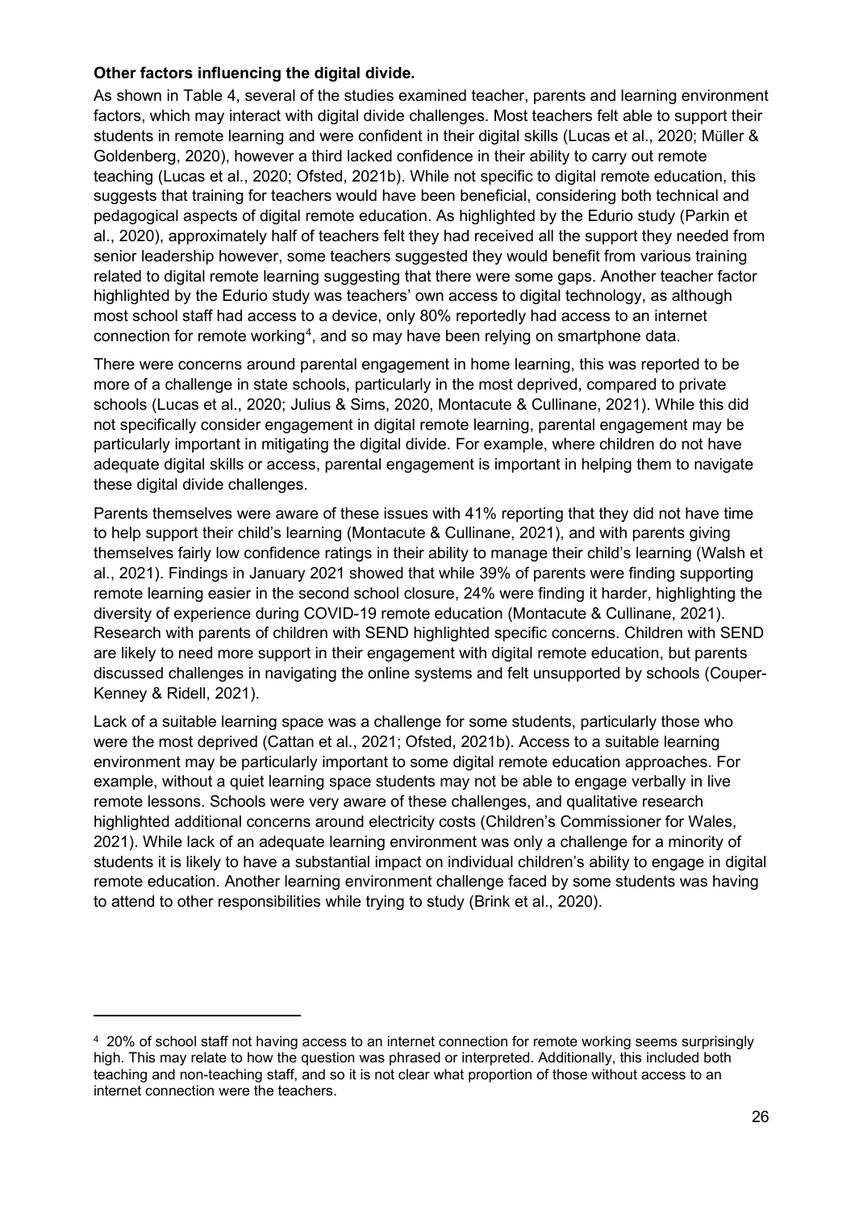**Other factors influencing the digital divide.**

As shown in Table 4, several of the studies examined teacher, parents and learning environment factors, which may interact with digital divide challenges. Most teachers felt able to support their students in remote learning and were confident in their digital skills (Lucas et al., 2020; Müller & Goldenberg, 2020), however a third lacked confidence in their ability to carry out remote teaching (Lucas et al., 2020; Ofsted, 2021b). While not specific to digital remote education, this suggests that training for teachers would have been beneficial, considering both technical and pedagogical aspects of digital remote education. As highlighted by the Edurio study (Parkin et al., 2020), approximately half of teachers felt they had received all the support they needed from senior leadership however, some teachers suggested they would benefit from various training related to digital remote learning suggesting that there were some gaps. Another teacher factor highlighted by the Edurio study was teachers' own access to digital technology, as although most school staff had access to a device, only 80% reportedly had access to an internet connection for remote working[4], and so may have been relying on smartphone data.

There were concerns around parental engagement in home learning, this was reported to be more of a challenge in state schools, particularly in the most deprived, compared to private schools (Lucas et al., 2020; Julius & Sims, 2020, Montacute & Cullinane, 2021). While this did not specifically consider engagement in digital remote learning, parental engagement may be particularly important in mitigating the digital divide. For example, where children do not have adequate digital skills or access, parental engagement is important in helping them to navigate these digital divide challenges.

Parents themselves were aware of these issues with 41% reporting that they did not have time to help support their child's learning (Montacute & Cullinane, 2021), and with parents giving themselves fairly low confidence ratings in their ability to manage their child's learning (Walsh et al., 2021). Findings in January 2021 showed that while 39% of parents were finding supporting remote learning easier in the second school closure, 24% were finding it harder, highlighting the diversity of experience during COVID-19 remote education (Montacute & Cullinane, 2021). Research with parents of children with SEND highlighted specific concerns. Children with SEND are likely to need more support in their engagement with digital remote education, but parents discussed challenges in navigating the online systems and felt unsupported by schools (Couper-Kenney & Ridell, 2021).

Lack of a suitable learning space was a challenge for some students, particularly those who were the most deprived (Cattan et al., 2021; Ofsted, 2021b). Access to a suitable learning environment may be particularly important to some digital remote education approaches. For example, without a quiet learning space students may not be able to engage verbally in live remote lessons. Schools were very aware of these challenges, and qualitative research highlighted additional concerns around electricity costs (Children's Commissioner for Wales, 2021). While lack of an adequate learning environment was only a challenge for a minority of students it is likely to have a substantial impact on individual children's ability to engage in digital remote education. Another learning environment challenge faced by some students was having to attend to other responsibilities while trying to study (Brink et al., 2020).

---

[4] 20% of school staff not having access to an internet connection for remote working seems surprisingly high. This may relate to how the question was phrased or interpreted. Additionally, this included both teaching and non-teaching staff, and so it is not clear what proportion of those without access to an internet connection were the teachers.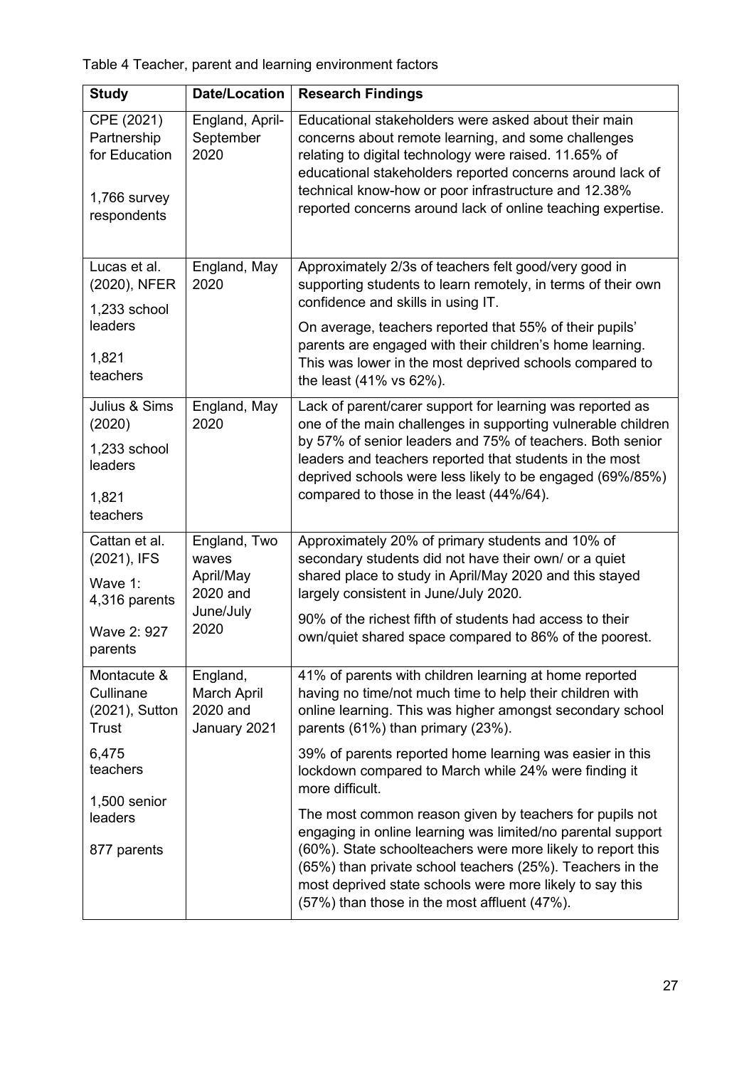Table 4 Teacher, parent and learning environment factors

| Study | Date/Location | Research Findings |
|---|---|---|
| CPE (2021) Partnership for Education<br><br>1,766 survey respondents | England, April-September 2020 | Educational stakeholders were asked about their main concerns about remote learning, and some challenges relating to digital technology were raised. 11.65% of educational stakeholders reported concerns around lack of technical know-how or poor infrastructure and 12.38% reported concerns around lack of online teaching expertise. |
| Lucas et al. (2020), NFER<br><br>1,233 school leaders<br><br>1,821 teachers | England, May 2020 | Approximately 2/3s of teachers felt good/very good in supporting students to learn remotely, in terms of their own confidence and skills in using IT.<br><br>On average, teachers reported that 55% of their pupils' parents are engaged with their children's home learning. This was lower in the most deprived schools compared to the least (41% vs 62%). |
| Julius & Sims (2020)<br><br>1,233 school leaders<br><br>1,821 teachers | England, May 2020 | Lack of parent/carer support for learning was reported as one of the main challenges in supporting vulnerable children by 57% of senior leaders and 75% of teachers. Both senior leaders and teachers reported that students in the most deprived schools were less likely to be engaged (69%/85%) compared to those in the least (44%/64). |
| Cattan et al. (2021), IFS<br><br>Wave 1: 4,316 parents<br><br>Wave 2: 927 parents | England, Two waves April/May 2020 and June/July 2020 | Approximately 20% of primary students and 10% of secondary students did not have their own/ or a quiet shared place to study in April/May 2020 and this stayed largely consistent in June/July 2020.<br><br>90% of the richest fifth of students had access to their own/quiet shared space compared to 86% of the poorest. |
| Montacute & Cullinane (2021), Sutton Trust<br><br>6,475 teachers<br><br>1,500 senior leaders<br><br>877 parents | England, March April 2020 and January 2021 | 41% of parents with children learning at home reported having no time/not much time to help their children with online learning. This was higher amongst secondary school parents (61%) than primary (23%).<br><br>39% of parents reported home learning was easier in this lockdown compared to March while 24% were finding it more difficult.<br><br>The most common reason given by teachers for pupils not engaging in online learning was limited/no parental support (60%). State schoolteachers were more likely to report this (65%) than private school teachers (25%). Teachers in the most deprived state schools were more likely to say this (57%) than those in the most affluent (47%). |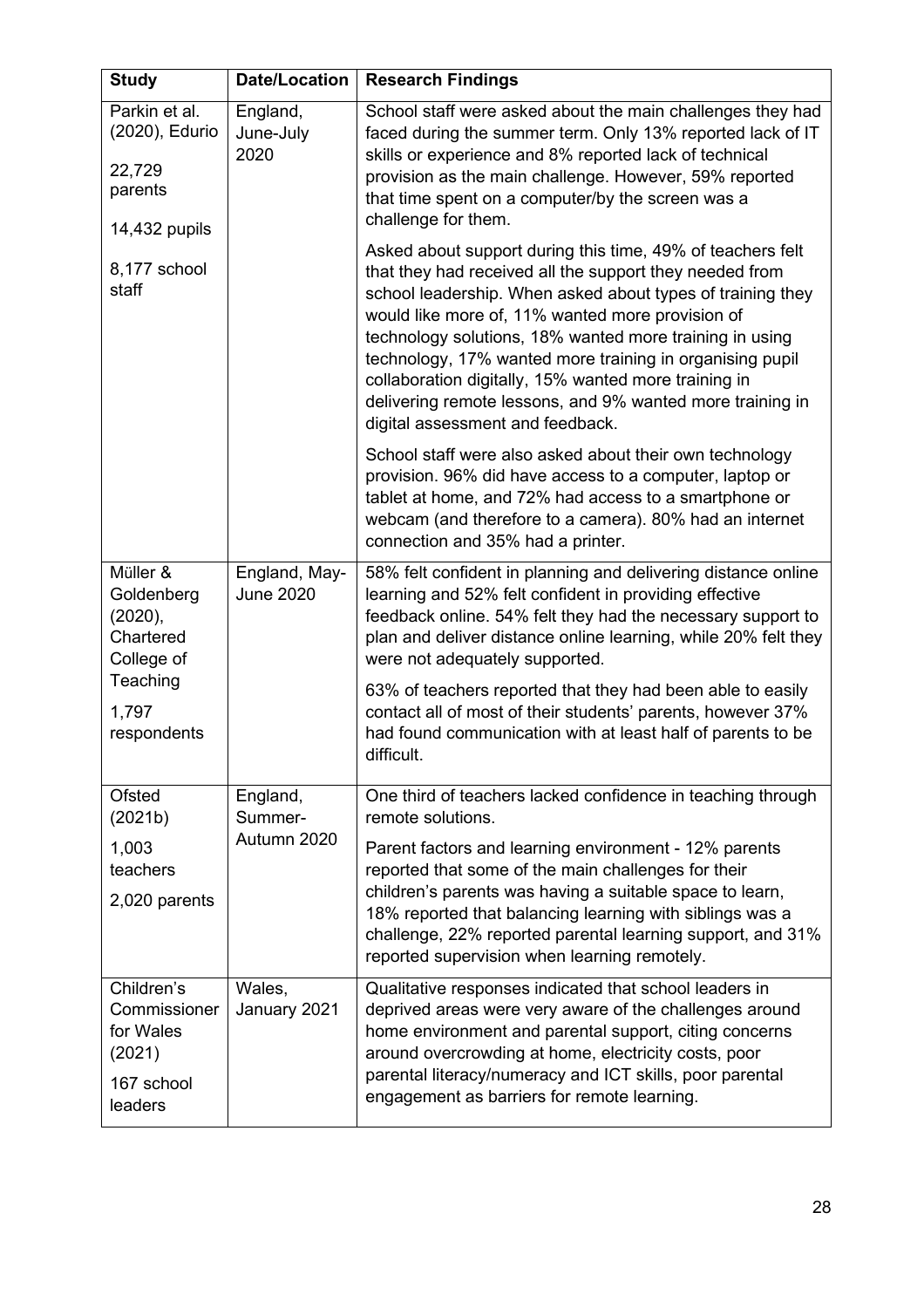| Study | Date/Location | Research Findings |
|---|---|---|
| Parkin et al. (2020), Edurio<br><br>22,729 parents<br><br>14,432 pupils<br><br>8,177 school staff | England, June-July 2020 | School staff were asked about the main challenges they had faced during the summer term. Only 13% reported lack of IT skills or experience and 8% reported lack of technical provision as the main challenge. However, 59% reported that time spent on a computer/by the screen was a challenge for them.<br><br>Asked about support during this time, 49% of teachers felt that they had received all the support they needed from school leadership. When asked about types of training they would like more of, 11% wanted more provision of technology solutions, 18% wanted more training in using technology, 17% wanted more training in organising pupil collaboration digitally, 15% wanted more training in delivering remote lessons, and 9% wanted more training in digital assessment and feedback.<br><br>School staff were also asked about their own technology provision. 96% did have access to a computer, laptop or tablet at home, and 72% had access to a smartphone or webcam (and therefore to a camera). 80% had an internet connection and 35% had a printer. |
| Müller & Goldenberg (2020), Chartered College of Teaching<br><br>1,797 respondents | England, May-June 2020 | 58% felt confident in planning and delivering distance online learning and 52% felt confident in providing effective feedback online. 54% felt they had the necessary support to plan and deliver distance online learning, while 20% felt they were not adequately supported.<br><br>63% of teachers reported that they had been able to easily contact all of most of their students' parents, however 37% had found communication with at least half of parents to be difficult. |
| Ofsted (2021b)<br><br>1,003 teachers<br><br>2,020 parents | England, Summer-Autumn 2020 | One third of teachers lacked confidence in teaching through remote solutions.<br><br>Parent factors and learning environment - 12% parents reported that some of the main challenges for their children's parents was having a suitable space to learn, 18% reported that balancing learning with siblings was a challenge, 22% reported parental learning support, and 31% reported supervision when learning remotely. |
| Children's Commissioner for Wales (2021)<br><br>167 school leaders | Wales, January 2021 | Qualitative responses indicated that school leaders in deprived areas were very aware of the challenges around home environment and parental support, citing concerns around overcrowding at home, electricity costs, poor parental literacy/numeracy and ICT skills, poor parental engagement as barriers for remote learning. |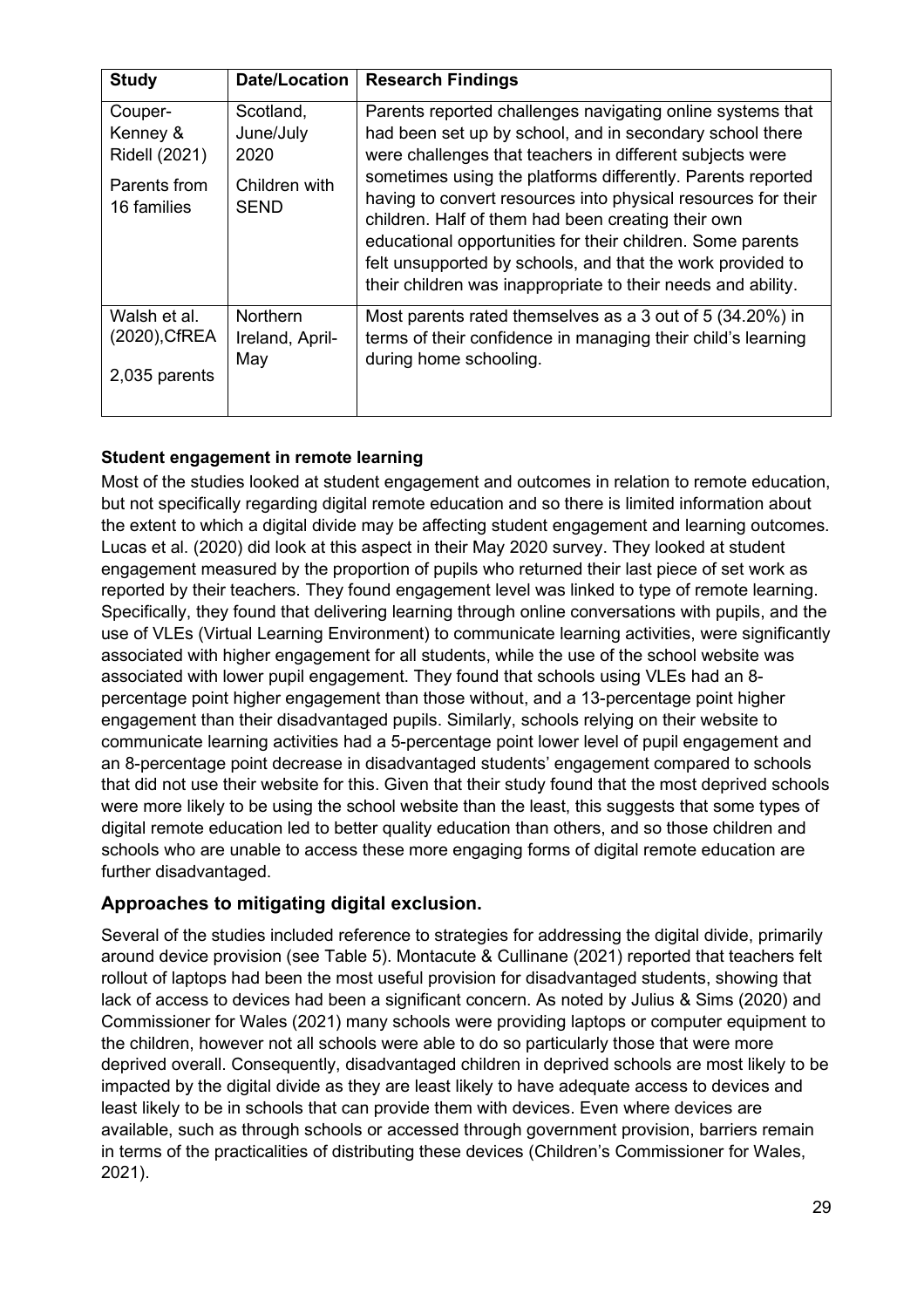| Study | Date/Location | Research Findings |
|---|---|---|
| Couper-Kenney & Ridell (2021)<br><br>Parents from 16 families | Scotland, June/July 2020<br><br>Children with SEND | Parents reported challenges navigating online systems that had been set up by school, and in secondary school there were challenges that teachers in different subjects were sometimes using the platforms differently. Parents reported having to convert resources into physical resources for their children. Half of them had been creating their own educational opportunities for their children. Some parents felt unsupported by schools, and that the work provided to their children was inappropriate to their needs and ability. |
| Walsh et al. (2020),CfREA<br><br>2,035 parents | Northern Ireland, April-May | Most parents rated themselves as a 3 out of 5 (34.20%) in terms of their confidence in managing their child's learning during home schooling. |

**Student engagement in remote learning**

Most of the studies looked at student engagement and outcomes in relation to remote education, but not specifically regarding digital remote education and so there is limited information about the extent to which a digital divide may be affecting student engagement and learning outcomes. Lucas et al. (2020) did look at this aspect in their May 2020 survey. They looked at student engagement measured by the proportion of pupils who returned their last piece of set work as reported by their teachers. They found engagement level was linked to type of remote learning. Specifically, they found that delivering learning through online conversations with pupils, and the use of VLEs (Virtual Learning Environment) to communicate learning activities, were significantly associated with higher engagement for all students, while the use of the school website was associated with lower pupil engagement. They found that schools using VLEs had an 8-percentage point higher engagement than those without, and a 13-percentage point higher engagement than their disadvantaged pupils. Similarly, schools relying on their website to communicate learning activities had a 5-percentage point lower level of pupil engagement and an 8-percentage point decrease in disadvantaged students' engagement compared to schools that did not use their website for this. Given that their study found that the most deprived schools were more likely to be using the school website than the least, this suggests that some types of digital remote education led to better quality education than others, and so those children and schools who are unable to access these more engaging forms of digital remote education are further disadvantaged.

## Approaches to mitigating digital exclusion.

Several of the studies included reference to strategies for addressing the digital divide, primarily around device provision (see Table 5). Montacute & Cullinane (2021) reported that teachers felt rollout of laptops had been the most useful provision for disadvantaged students, showing that lack of access to devices had been a significant concern. As noted by Julius & Sims (2020) and Commissioner for Wales (2021) many schools were providing laptops or computer equipment to the children, however not all schools were able to do so particularly those that were more deprived overall. Consequently, disadvantaged children in deprived schools are most likely to be impacted by the digital divide as they are least likely to have adequate access to devices and least likely to be in schools that can provide them with devices. Even where devices are available, such as through schools or accessed through government provision, barriers remain in terms of the practicalities of distributing these devices (Children's Commissioner for Wales, 2021).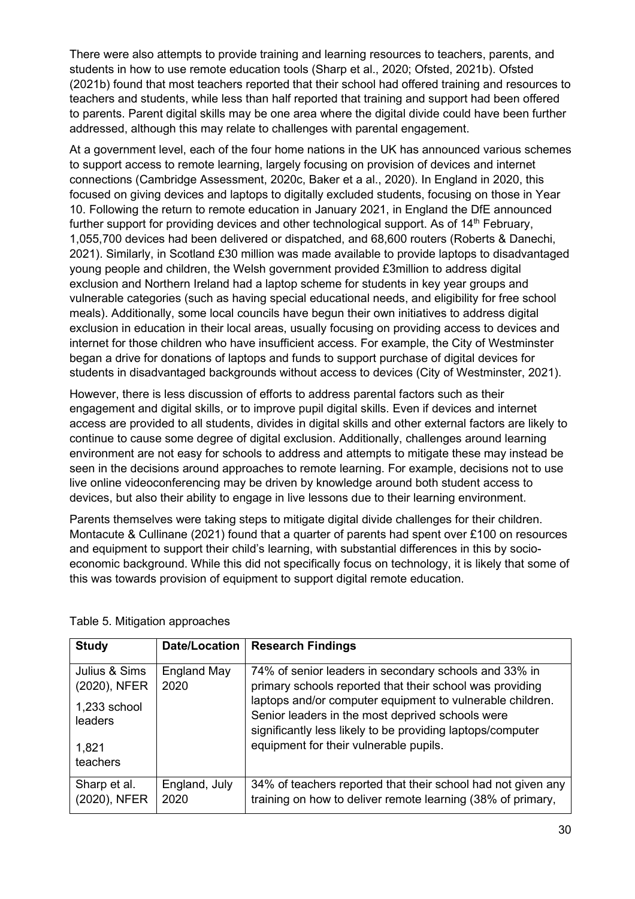There were also attempts to provide training and learning resources to teachers, parents, and students in how to use remote education tools (Sharp et al., 2020; Ofsted, 2021b). Ofsted (2021b) found that most teachers reported that their school had offered training and resources to teachers and students, while less than half reported that training and support had been offered to parents. Parent digital skills may be one area where the digital divide could have been further addressed, although this may relate to challenges with parental engagement.

At a government level, each of the four home nations in the UK has announced various schemes to support access to remote learning, largely focusing on provision of devices and internet connections (Cambridge Assessment, 2020c, Baker et a al., 2020). In England in 2020, this focused on giving devices and laptops to digitally excluded students, focusing on those in Year 10. Following the return to remote education in January 2021, in England the DfE announced further support for providing devices and other technological support. As of 14th February, 1,055,700 devices had been delivered or dispatched, and 68,600 routers (Roberts & Danechi, 2021). Similarly, in Scotland £30 million was made available to provide laptops to disadvantaged young people and children, the Welsh government provided £3million to address digital exclusion and Northern Ireland had a laptop scheme for students in key year groups and vulnerable categories (such as having special educational needs, and eligibility for free school meals). Additionally, some local councils have begun their own initiatives to address digital exclusion in education in their local areas, usually focusing on providing access to devices and internet for those children who have insufficient access. For example, the City of Westminster began a drive for donations of laptops and funds to support purchase of digital devices for students in disadvantaged backgrounds without access to devices (City of Westminster, 2021).

However, there is less discussion of efforts to address parental factors such as their engagement and digital skills, or to improve pupil digital skills. Even if devices and internet access are provided to all students, divides in digital skills and other external factors are likely to continue to cause some degree of digital exclusion. Additionally, challenges around learning environment are not easy for schools to address and attempts to mitigate these may instead be seen in the decisions around approaches to remote learning. For example, decisions not to use live online videoconferencing may be driven by knowledge around both student access to devices, but also their ability to engage in live lessons due to their learning environment.

Parents themselves were taking steps to mitigate digital divide challenges for their children. Montacute & Cullinane (2021) found that a quarter of parents had spent over £100 on resources and equipment to support their child's learning, with substantial differences in this by socio-economic background. While this did not specifically focus on technology, it is likely that some of this was towards provision of equipment to support digital remote education.

Table 5. Mitigation approaches

| Study | Date/Location | Research Findings |
|---|---|---|
| Julius & Sims (2020), NFER<br><br>1,233 school leaders<br><br>1,821 teachers | England May 2020 | 74% of senior leaders in secondary schools and 33% in primary schools reported that their school was providing laptops and/or computer equipment to vulnerable children. Senior leaders in the most deprived schools were significantly less likely to be providing laptops/computer equipment for their vulnerable pupils. |
| Sharp et al. (2020), NFER | England, July 2020 | 34% of teachers reported that their school had not given any training on how to deliver remote learning (38% of primary, |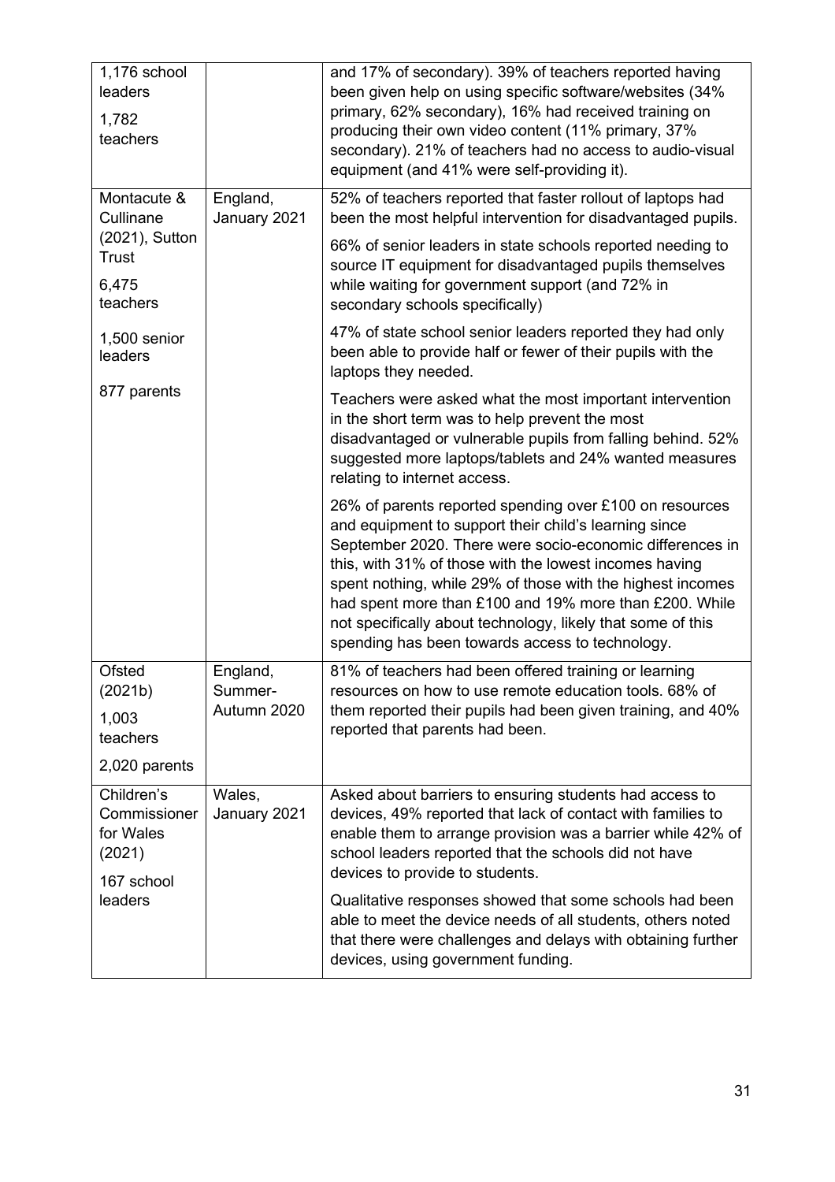| | | |
|---|---|---|
| 1,176 school leaders<br><br>1,782 teachers | | and 17% of secondary). 39% of teachers reported having been given help on using specific software/websites (34% primary, 62% secondary), 16% had received training on producing their own video content (11% primary, 37% secondary). 21% of teachers had no access to audio-visual equipment (and 41% were self-providing it). |
| Montacute & Cullinane (2021), Sutton Trust<br><br>6,475 teachers<br><br>1,500 senior leaders<br><br>877 parents | England, January 2021 | 52% of teachers reported that faster rollout of laptops had been the most helpful intervention for disadvantaged pupils.<br><br>66% of senior leaders in state schools reported needing to source IT equipment for disadvantaged pupils themselves while waiting for government support (and 72% in secondary schools specifically)<br><br>47% of state school senior leaders reported they had only been able to provide half or fewer of their pupils with the laptops they needed.<br><br>Teachers were asked what the most important intervention in the short term was to help prevent the most disadvantaged or vulnerable pupils from falling behind. 52% suggested more laptops/tablets and 24% wanted measures relating to internet access.<br><br>26% of parents reported spending over £100 on resources and equipment to support their child's learning since September 2020. There were socio-economic differences in this, with 31% of those with the lowest incomes having spent nothing, while 29% of those with the highest incomes had spent more than £100 and 19% more than £200. While not specifically about technology, likely that some of this spending has been towards access to technology. |
| Ofsted (2021b)<br><br>1,003 teachers<br><br>2,020 parents | England, Summer-Autumn 2020 | 81% of teachers had been offered training or learning resources on how to use remote education tools. 68% of them reported their pupils had been given training, and 40% reported that parents had been. |
| Children's Commissioner for Wales (2021)<br><br>167 school leaders | Wales, January 2021 | Asked about barriers to ensuring students had access to devices, 49% reported that lack of contact with families to enable them to arrange provision was a barrier while 42% of school leaders reported that the schools did not have devices to provide to students.<br><br>Qualitative responses showed that some schools had been able to meet the device needs of all students, others noted that there were challenges and delays with obtaining further devices, using government funding. |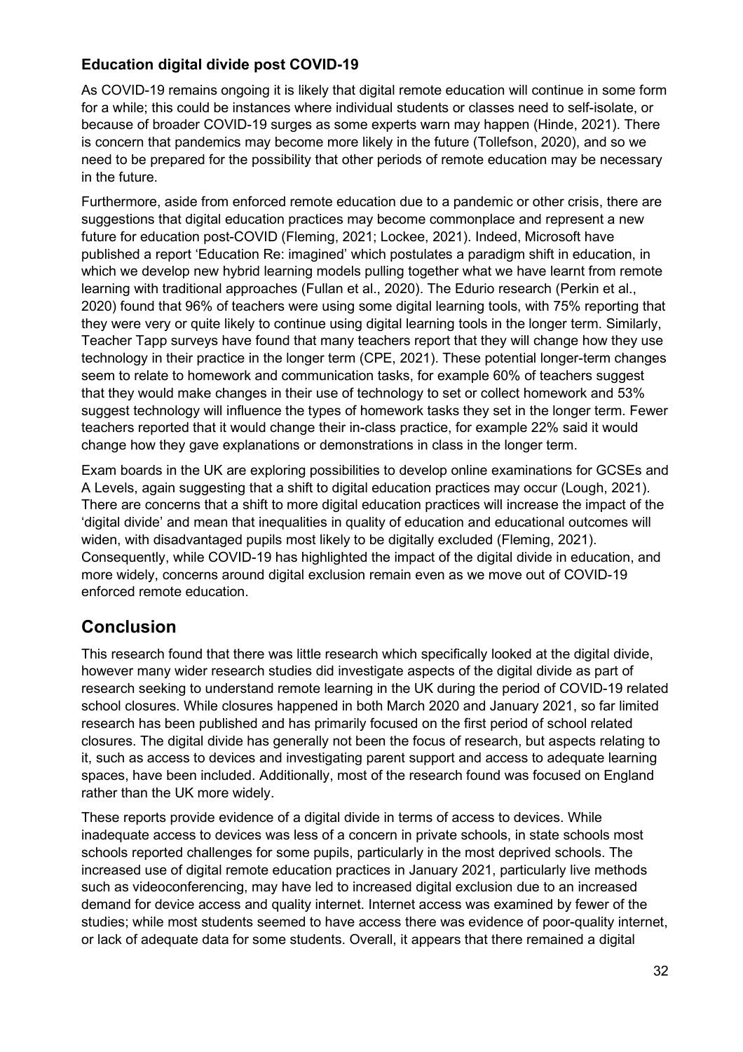### Education digital divide post COVID-19

As COVID-19 remains ongoing it is likely that digital remote education will continue in some form for a while; this could be instances where individual students or classes need to self-isolate, or because of broader COVID-19 surges as some experts warn may happen (Hinde, 2021). There is concern that pandemics may become more likely in the future (Tollefson, 2020), and so we need to be prepared for the possibility that other periods of remote education may be necessary in the future.

Furthermore, aside from enforced remote education due to a pandemic or other crisis, there are suggestions that digital education practices may become commonplace and represent a new future for education post-COVID (Fleming, 2021; Lockee, 2021). Indeed, Microsoft have published a report 'Education Re: imagined' which postulates a paradigm shift in education, in which we develop new hybrid learning models pulling together what we have learnt from remote learning with traditional approaches (Fullan et al., 2020). The Edurio research (Perkin et al., 2020) found that 96% of teachers were using some digital learning tools, with 75% reporting that they were very or quite likely to continue using digital learning tools in the longer term. Similarly, Teacher Tapp surveys have found that many teachers report that they will change how they use technology in their practice in the longer term (CPE, 2021). These potential longer-term changes seem to relate to homework and communication tasks, for example 60% of teachers suggest that they would make changes in their use of technology to set or collect homework and 53% suggest technology will influence the types of homework tasks they set in the longer term. Fewer teachers reported that it would change their in-class practice, for example 22% said it would change how they gave explanations or demonstrations in class in the longer term.

Exam boards in the UK are exploring possibilities to develop online examinations for GCSEs and A Levels, again suggesting that a shift to digital education practices may occur (Lough, 2021). There are concerns that a shift to more digital education practices will increase the impact of the 'digital divide' and mean that inequalities in quality of education and educational outcomes will widen, with disadvantaged pupils most likely to be digitally excluded (Fleming, 2021). Consequently, while COVID-19 has highlighted the impact of the digital divide in education, and more widely, concerns around digital exclusion remain even as we move out of COVID-19 enforced remote education.

## Conclusion

This research found that there was little research which specifically looked at the digital divide, however many wider research studies did investigate aspects of the digital divide as part of research seeking to understand remote learning in the UK during the period of COVID-19 related school closures. While closures happened in both March 2020 and January 2021, so far limited research has been published and has primarily focused on the first period of school related closures. The digital divide has generally not been the focus of research, but aspects relating to it, such as access to devices and investigating parent support and access to adequate learning spaces, have been included. Additionally, most of the research found was focused on England rather than the UK more widely.

These reports provide evidence of a digital divide in terms of access to devices. While inadequate access to devices was less of a concern in private schools, in state schools most schools reported challenges for some pupils, particularly in the most deprived schools. The increased use of digital remote education practices in January 2021, particularly live methods such as videoconferencing, may have led to increased digital exclusion due to an increased demand for device access and quality internet. Internet access was examined by fewer of the studies; while most students seemed to have access there was evidence of poor-quality internet, or lack of adequate data for some students. Overall, it appears that there remained a digital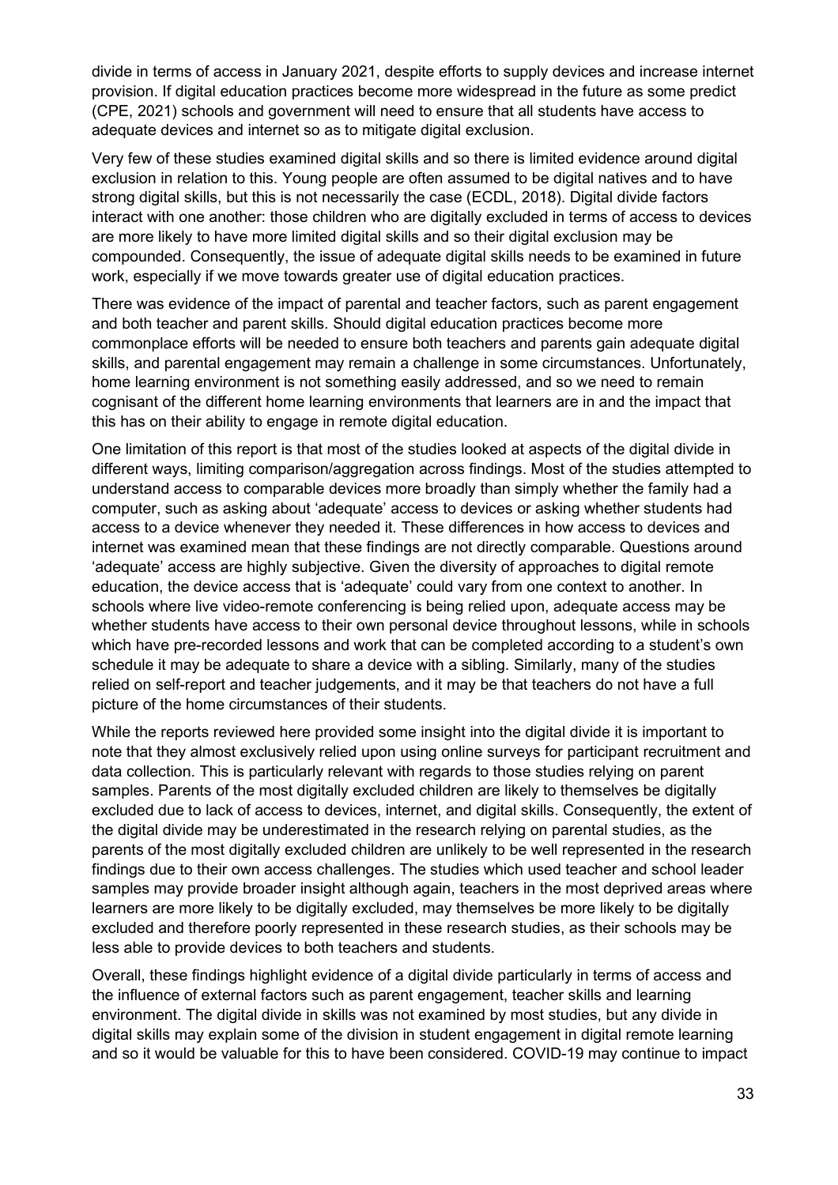divide in terms of access in January 2021, despite efforts to supply devices and increase internet provision. If digital education practices become more widespread in the future as some predict (CPE, 2021) schools and government will need to ensure that all students have access to adequate devices and internet so as to mitigate digital exclusion.

Very few of these studies examined digital skills and so there is limited evidence around digital exclusion in relation to this. Young people are often assumed to be digital natives and to have strong digital skills, but this is not necessarily the case (ECDL, 2018). Digital divide factors interact with one another: those children who are digitally excluded in terms of access to devices are more likely to have more limited digital skills and so their digital exclusion may be compounded. Consequently, the issue of adequate digital skills needs to be examined in future work, especially if we move towards greater use of digital education practices.

There was evidence of the impact of parental and teacher factors, such as parent engagement and both teacher and parent skills. Should digital education practices become more commonplace efforts will be needed to ensure both teachers and parents gain adequate digital skills, and parental engagement may remain a challenge in some circumstances. Unfortunately, home learning environment is not something easily addressed, and so we need to remain cognisant of the different home learning environments that learners are in and the impact that this has on their ability to engage in remote digital education.

One limitation of this report is that most of the studies looked at aspects of the digital divide in different ways, limiting comparison/aggregation across findings. Most of the studies attempted to understand access to comparable devices more broadly than simply whether the family had a computer, such as asking about 'adequate' access to devices or asking whether students had access to a device whenever they needed it. These differences in how access to devices and internet was examined mean that these findings are not directly comparable. Questions around 'adequate' access are highly subjective. Given the diversity of approaches to digital remote education, the device access that is 'adequate' could vary from one context to another. In schools where live video-remote conferencing is being relied upon, adequate access may be whether students have access to their own personal device throughout lessons, while in schools which have pre-recorded lessons and work that can be completed according to a student's own schedule it may be adequate to share a device with a sibling. Similarly, many of the studies relied on self-report and teacher judgements, and it may be that teachers do not have a full picture of the home circumstances of their students.

While the reports reviewed here provided some insight into the digital divide it is important to note that they almost exclusively relied upon using online surveys for participant recruitment and data collection. This is particularly relevant with regards to those studies relying on parent samples. Parents of the most digitally excluded children are likely to themselves be digitally excluded due to lack of access to devices, internet, and digital skills. Consequently, the extent of the digital divide may be underestimated in the research relying on parental studies, as the parents of the most digitally excluded children are unlikely to be well represented in the research findings due to their own access challenges. The studies which used teacher and school leader samples may provide broader insight although again, teachers in the most deprived areas where learners are more likely to be digitally excluded, may themselves be more likely to be digitally excluded and therefore poorly represented in these research studies, as their schools may be less able to provide devices to both teachers and students.

Overall, these findings highlight evidence of a digital divide particularly in terms of access and the influence of external factors such as parent engagement, teacher skills and learning environment. The digital divide in skills was not examined by most studies, but any divide in digital skills may explain some of the division in student engagement in digital remote learning and so it would be valuable for this to have been considered. COVID-19 may continue to impact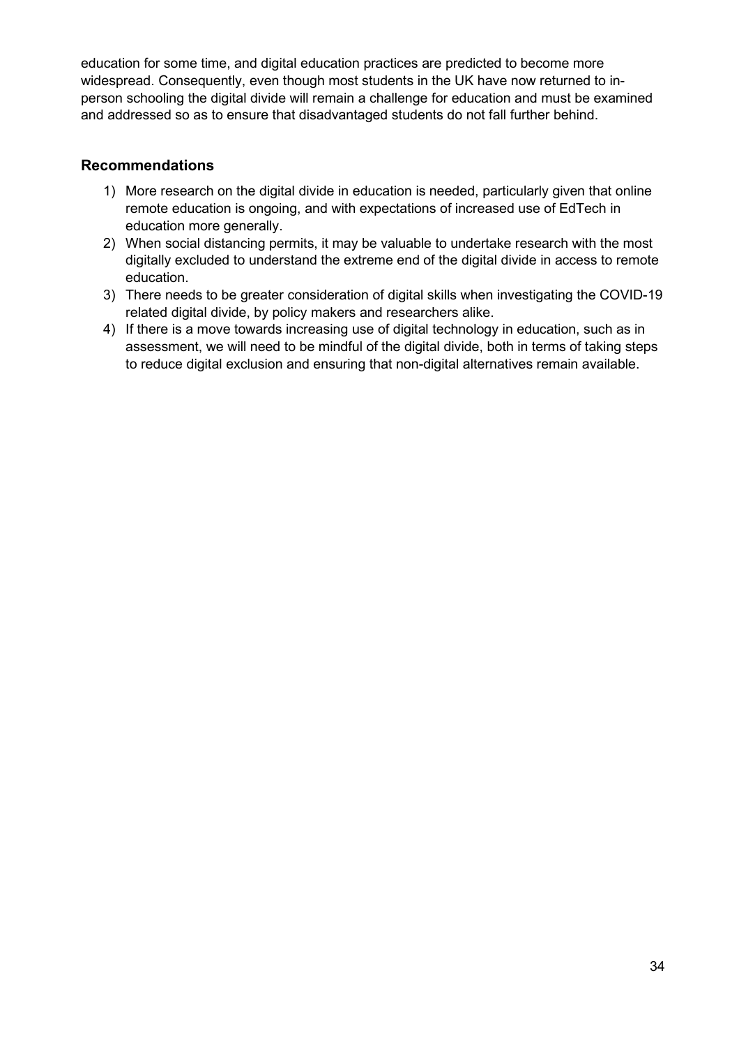education for some time, and digital education practices are predicted to become more widespread. Consequently, even though most students in the UK have now returned to in-person schooling the digital divide will remain a challenge for education and must be examined and addressed so as to ensure that disadvantaged students do not fall further behind.

## Recommendations

1) More research on the digital divide in education is needed, particularly given that online remote education is ongoing, and with expectations of increased use of EdTech in education more generally.
2) When social distancing permits, it may be valuable to undertake research with the most digitally excluded to understand the extreme end of the digital divide in access to remote education.
3) There needs to be greater consideration of digital skills when investigating the COVID-19 related digital divide, by policy makers and researchers alike.
4) If there is a move towards increasing use of digital technology in education, such as in assessment, we will need to be mindful of the digital divide, both in terms of taking steps to reduce digital exclusion and ensuring that non-digital alternatives remain available.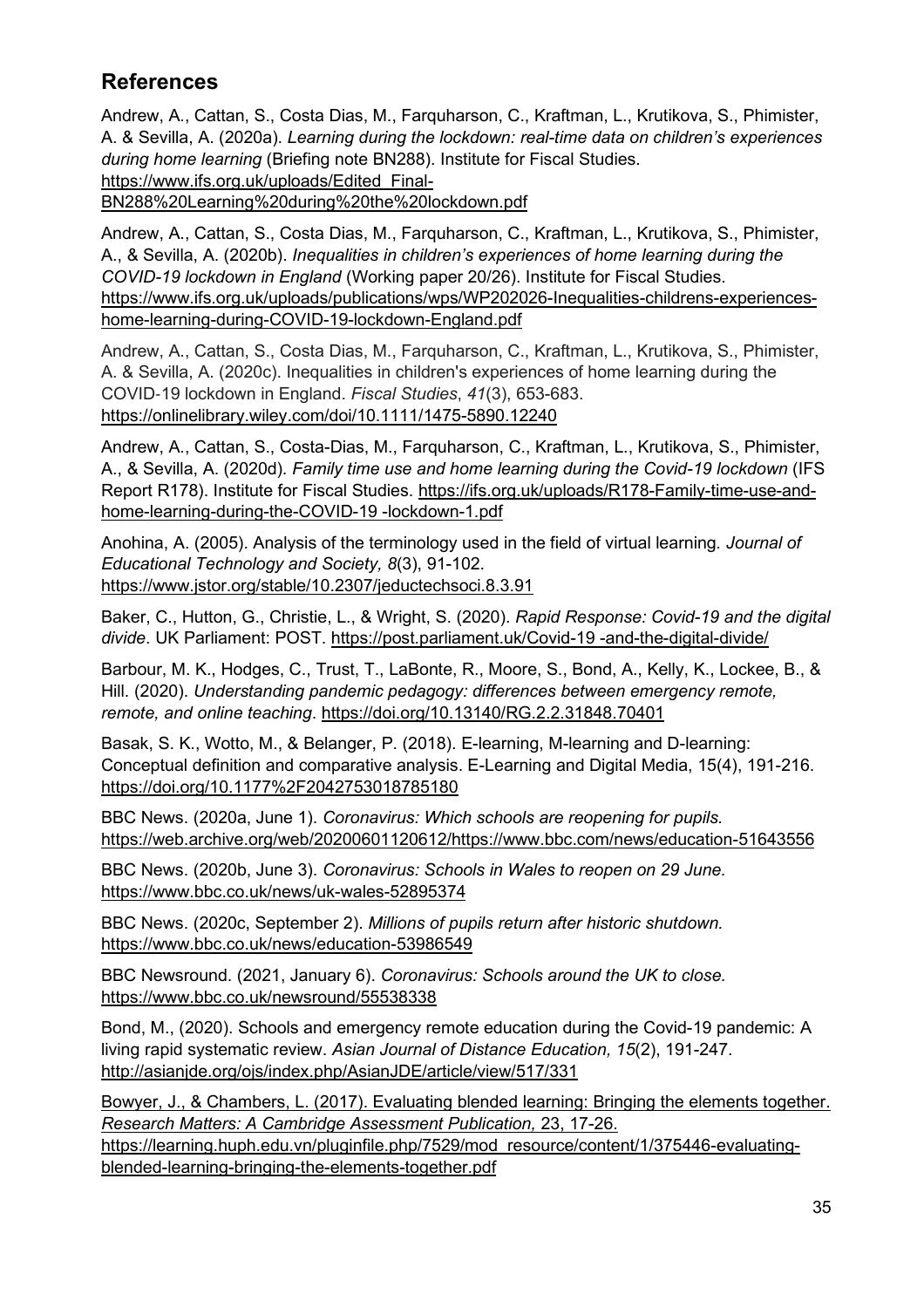## References

Andrew, A., Cattan, S., Costa Dias, M., Farquharson, C., Kraftman, L., Krutikova, S., Phimister, A. & Sevilla, A. (2020a). *Learning during the lockdown: real-time data on children's experiences during home learning* (Briefing note BN288). Institute for Fiscal Studies. https://www.ifs.org.uk/uploads/Edited_Final-BN288%20Learning%20during%20the%20lockdown.pdf

Andrew, A., Cattan, S., Costa Dias, M., Farquharson, C., Kraftman, L., Krutikova, S., Phimister, A., & Sevilla, A. (2020b). *Inequalities in children's experiences of home learning during the COVID-19 lockdown in England* (Working paper 20/26). Institute for Fiscal Studies. https://www.ifs.org.uk/uploads/publications/wps/WP202026-Inequalities-childrens-experiences-home-learning-during-COVID-19-lockdown-England.pdf

Andrew, A., Cattan, S., Costa Dias, M., Farquharson, C., Kraftman, L., Krutikova, S., Phimister, A. & Sevilla, A. (2020c). Inequalities in children's experiences of home learning during the COVID‐19 lockdown in England. *Fiscal Studies*, *41*(3), 653-683. https://onlinelibrary.wiley.com/doi/10.1111/1475-5890.12240

Andrew, A., Cattan, S., Costa-Dias, M., Farquharson, C., Kraftman, L., Krutikova, S., Phimister, A., & Sevilla, A. (2020d). *Family time use and home learning during the Covid-19 lockdown* (IFS Report R178). Institute for Fiscal Studies. https://ifs.org.uk/uploads/R178-Family-time-use-and-home-learning-during-the-COVID-19 -lockdown-1.pdf

Anohina, A. (2005). Analysis of the terminology used in the field of virtual learning. *Journal of Educational Technology and Society, 8*(3), 91-102. https://www.jstor.org/stable/10.2307/jeductechsoci.8.3.91

Baker, C., Hutton, G., Christie, L., & Wright, S. (2020). *Rapid Response: Covid-19 and the digital divide*. UK Parliament: POST. https://post.parliament.uk/Covid-19 -and-the-digital-divide/

Barbour, M. K., Hodges, C., Trust, T., LaBonte, R., Moore, S., Bond, A., Kelly, K., Lockee, B., & Hill. (2020). *Understanding pandemic pedagogy: differences between emergency remote, remote, and online teaching*. https://doi.org/10.13140/RG.2.2.31848.70401

Basak, S. K., Wotto, M., & Belanger, P. (2018). E-learning, M-learning and D-learning: Conceptual definition and comparative analysis. E-Learning and Digital Media, 15(4), 191-216. https://doi.org/10.1177%2F2042753018785180

BBC News. (2020a, June 1). *Coronavirus: Which schools are reopening for pupils.* https://web.archive.org/web/20200601120612/https://www.bbc.com/news/education-51643556

BBC News. (2020b, June 3). *Coronavirus: Schools in Wales to reopen on 29 June.* https://www.bbc.co.uk/news/uk-wales-52895374

BBC News. (2020c, September 2). *Millions of pupils return after historic shutdown.* https://www.bbc.co.uk/news/education-53986549

BBC Newsround. (2021, January 6). *Coronavirus: Schools around the UK to close.* https://www.bbc.co.uk/newsround/55538338

Bond, M., (2020). Schools and emergency remote education during the Covid-19 pandemic: A living rapid systematic review. *Asian Journal of Distance Education, 15*(2), 191-247. http://asianjde.org/ojs/index.php/AsianJDE/article/view/517/331

Bowyer, J., & Chambers, L. (2017). Evaluating blended learning: Bringing the elements together. *Research Matters: A Cambridge Assessment Publication,* 23, 17-26. https://learning.huph.edu.vn/pluginfile.php/7529/mod_resource/content/1/375446-evaluating-blended-learning-bringing-the-elements-together.pdf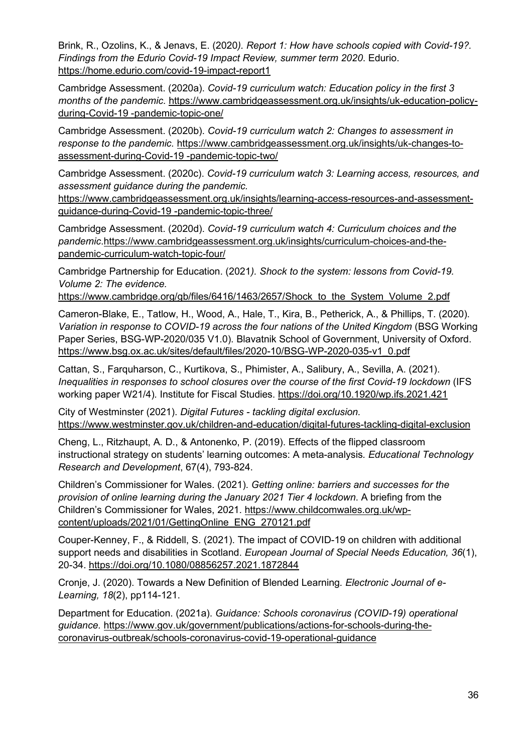Brink, R., Ozolins, K., & Jenavs, E. (2020*). Report 1: How have schools copied with Covid-19?. Findings from the Edurio Covid-19 Impact Review, summer term 2020*. Edurio. https://home.edurio.com/covid-19-impact-report1

Cambridge Assessment. (2020a). *Covid-19 curriculum watch: Education policy in the first 3 months of the pandemic.* https://www.cambridgeassessment.org.uk/insights/uk-education-policy-during-Covid-19 -pandemic-topic-one/

Cambridge Assessment. (2020b). *Covid-19 curriculum watch 2: Changes to assessment in response to the pandemic.* https://www.cambridgeassessment.org.uk/insights/uk-changes-to-assessment-during-Covid-19 -pandemic-topic-two/

Cambridge Assessment. (2020c). *Covid-19 curriculum watch 3: Learning access, resources, and assessment guidance during the pandemic.* https://www.cambridgeassessment.org.uk/insights/learning-access-resources-and-assessment-guidance-during-Covid-19 -pandemic-topic-three/

Cambridge Assessment. (2020d). *Covid-19 curriculum watch 4: Curriculum choices and the pandemic*.https://www.cambridgeassessment.org.uk/insights/curriculum-choices-and-the-pandemic-curriculum-watch-topic-four/

Cambridge Partnership for Education. (2021*). Shock to the system: lessons from Covid-19. Volume 2: The evidence.* https://www.cambridge.org/gb/files/6416/1463/2657/Shock_to_the_System_Volume_2.pdf

Cameron-Blake, E., Tatlow, H., Wood, A., Hale, T., Kira, B., Petherick, A., & Phillips, T. (2020). *Variation in response to COVID-19 across the four nations of the United Kingdom* (BSG Working Paper Series, BSG-WP-2020/035 V1.0). Blavatnik School of Government, University of Oxford. https://www.bsg.ox.ac.uk/sites/default/files/2020-10/BSG-WP-2020-035-v1_0.pdf

Cattan, S., Farquharson, C., Kurtikova, S., Phimister, A., Salibury, A., Sevilla, A. (2021). *Inequalities in responses to school closures over the course of the first Covid-19 lockdown* (IFS working paper W21/4)*.* Institute for Fiscal Studies. https://doi.org/10.1920/wp.ifs.2021.421

City of Westminster (2021). *Digital Futures - tackling digital exclusion.* https://www.westminster.gov.uk/children-and-education/digital-futures-tackling-digital-exclusion

Cheng, L., Ritzhaupt, A. D., & Antonenko, P. (2019). Effects of the flipped classroom instructional strategy on students' learning outcomes: A meta-analysis*. Educational Technology Research and Development*, 67(4), 793-824.

Children's Commissioner for Wales. (2021). *Getting online: barriers and successes for the provision of online learning during the January 2021 Tier 4 lockdown*. A briefing from the Children's Commissioner for Wales, 2021. https://www.childcomwales.org.uk/wp-content/uploads/2021/01/GettingOnline_ENG_270121.pdf

Couper-Kenney, F., & Riddell, S. (2021). The impact of COVID-19 on children with additional support needs and disabilities in Scotland. *European Journal of Special Needs Education, 36*(1), 20-34. https://doi.org/10.1080/08856257.2021.1872844

Cronje, J. (2020). Towards a New Definition of Blended Learning*. Electronic Journal of e-Learning, 18*(2), pp114-121.

Department for Education. (2021a). *Guidance: Schools coronavirus (COVID-19) operational guidance.* https://www.gov.uk/government/publications/actions-for-schools-during-the-coronavirus-outbreak/schools-coronavirus-covid-19-operational-guidance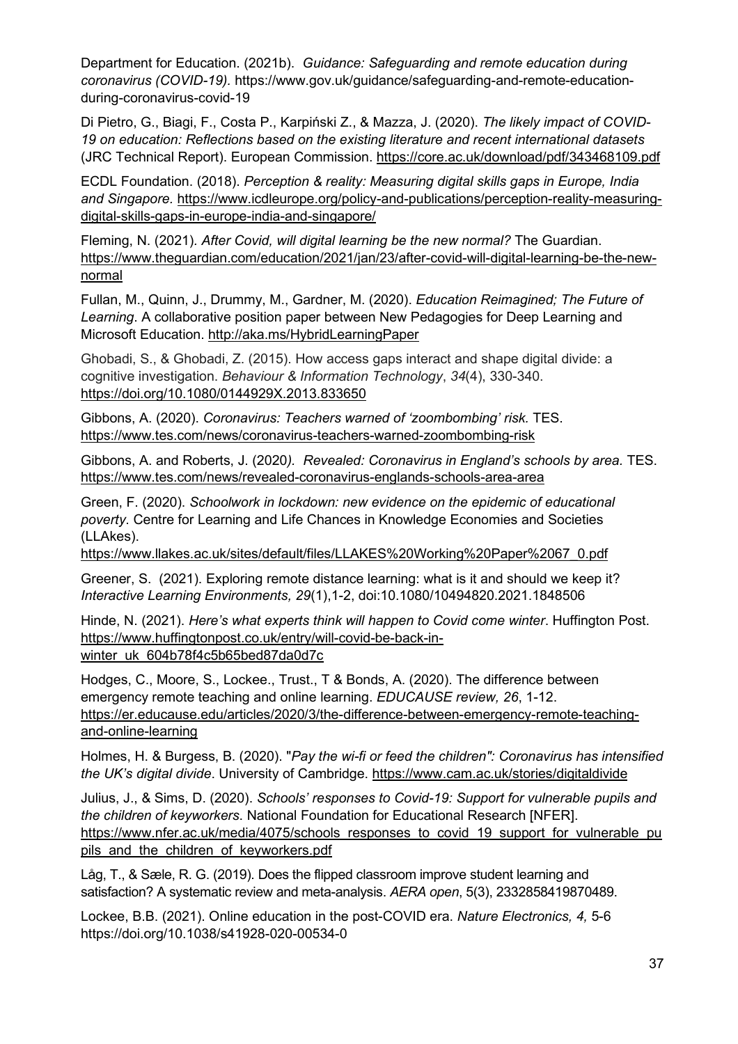Department for Education. (2021b). *Guidance: Safeguarding and remote education during coronavirus (COVID-19).* https://www.gov.uk/guidance/safeguarding-and-remote-education-during-coronavirus-covid-19

Di Pietro, G., Biagi, F., Costa P., Karpiński Z., & Mazza, J. (2020). *The likely impact of COVID-19 on education: Reflections based on the existing literature and recent international datasets* (JRC Technical Report). European Commission. https://core.ac.uk/download/pdf/343468109.pdf

ECDL Foundation. (2018). *Perception & reality: Measuring digital skills gaps in Europe, India and Singapore*. https://www.icdleurope.org/policy-and-publications/perception-reality-measuring-digital-skills-gaps-in-europe-india-and-singapore/

Fleming, N. (2021). *After Covid, will digital learning be the new normal?* The Guardian. https://www.theguardian.com/education/2021/jan/23/after-covid-will-digital-learning-be-the-new-normal

Fullan, M., Quinn, J., Drummy, M., Gardner, M. (2020). *Education Reimagined; The Future of Learning*. A collaborative position paper between New Pedagogies for Deep Learning and Microsoft Education. http://aka.ms/HybridLearningPaper

Ghobadi, S., & Ghobadi, Z. (2015). How access gaps interact and shape digital divide: a cognitive investigation. *Behaviour & Information Technology*, *34*(4), 330-340. https://doi.org/10.1080/0144929X.2013.833650

Gibbons, A. (2020). *Coronavirus: Teachers warned of 'zoombombing' risk.* TES. https://www.tes.com/news/coronavirus-teachers-warned-zoombombing-risk

Gibbons, A. and Roberts, J. (2020*). Revealed: Coronavirus in England's schools by area.* TES. https://www.tes.com/news/revealed-coronavirus-englands-schools-area-area

Green, F. (2020). *Schoolwork in lockdown: new evidence on the epidemic of educational poverty.* Centre for Learning and Life Chances in Knowledge Economies and Societies (LLAkes). https://www.llakes.ac.uk/sites/default/files/LLAKES%20Working%20Paper%2067_0.pdf

Greener, S. (2021). Exploring remote distance learning: what is it and should we keep it? *Interactive Learning Environments, 29*(1),1-2, doi:10.1080/10494820.2021.1848506

Hinde, N. (2021). *Here's what experts think will happen to Covid come winter*. Huffington Post. https://www.huffingtonpost.co.uk/entry/will-covid-be-back-in-winter_uk_604b78f4c5b65bed87da0d7c

Hodges, C., Moore, S., Lockee., Trust., T & Bonds, A. (2020). The difference between emergency remote teaching and online learning. *EDUCAUSE review, 26*, 1-12. https://er.educause.edu/articles/2020/3/the-difference-between-emergency-remote-teaching-and-online-learning

Holmes, H. & Burgess, B. (2020). "*Pay the wi-fi or feed the children": Coronavirus has intensified the UK's digital divide*. University of Cambridge. https://www.cam.ac.uk/stories/digitaldivide

Julius, J., & Sims, D. (2020). *Schools' responses to Covid-19: Support for vulnerable pupils and the children of keyworkers*. National Foundation for Educational Research [NFER]. https://www.nfer.ac.uk/media/4075/schools_responses_to_covid_19_support_for_vulnerable_pupils_and_the_children_of_keyworkers.pdf

Låg, T., & Sæle, R. G. (2019). Does the flipped classroom improve student learning and satisfaction? A systematic review and meta-analysis. *AERA open*, 5(3), 2332858419870489.

Lockee, B.B. (2021). Online education in the post-COVID era. *Nature Electronics, 4,* 5-6 https://doi.org/10.1038/s41928-020-00534-0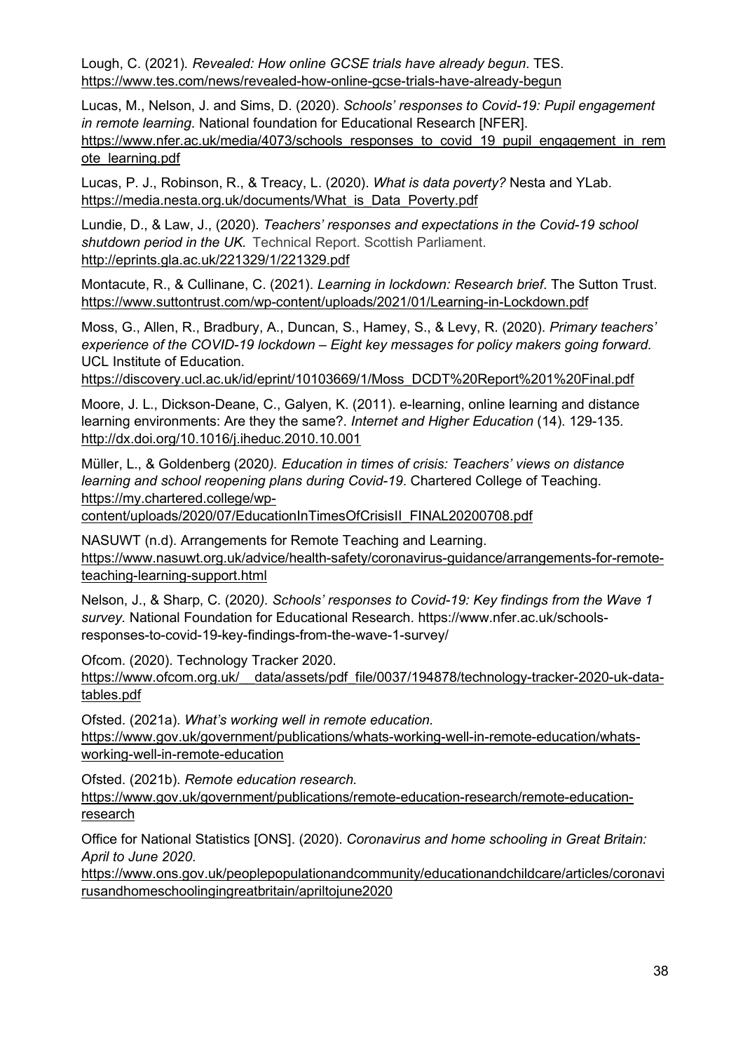Lough, C. (2021). *Revealed: How online GCSE trials have already begun*. TES. https://www.tes.com/news/revealed-how-online-gcse-trials-have-already-begun

Lucas, M., Nelson, J. and Sims, D. (2020). *Schools' responses to Covid-19: Pupil engagement in remote learning*. National foundation for Educational Research [NFER]. https://www.nfer.ac.uk/media/4073/schools_responses_to_covid_19_pupil_engagement_in_remote_learning.pdf

Lucas, P. J., Robinson, R., & Treacy, L. (2020). *What is data poverty?* Nesta and YLab. https://media.nesta.org.uk/documents/What_is_Data_Poverty.pdf

Lundie, D., & Law, J., (2020). *Teachers' responses and expectations in the Covid-19 school shutdown period in the UK.* Technical Report. Scottish Parliament. http://eprints.gla.ac.uk/221329/1/221329.pdf

Montacute, R., & Cullinane, C. (2021). *Learning in lockdown: Research brief*. The Sutton Trust. https://www.suttontrust.com/wp-content/uploads/2021/01/Learning-in-Lockdown.pdf

Moss, G., Allen, R., Bradbury, A., Duncan, S., Hamey, S., & Levy, R. (2020). *Primary teachers' experience of the COVID-19 lockdown – Eight key messages for policy makers going forward.* UCL Institute of Education. https://discovery.ucl.ac.uk/id/eprint/10103669/1/Moss_DCDT%20Report%201%20Final.pdf

Moore, J. L., Dickson-Deane, C., Galyen, K. (2011). e-learning, online learning and distance learning environments: Are they the same?. *Internet and Higher Education* (14). 129-135. http://dx.doi.org/10.1016/j.iheduc.2010.10.001

Müller, L., & Goldenberg (2020*). Education in times of crisis: Teachers' views on distance learning and school reopening plans during Covid-19*. Chartered College of Teaching. https://my.chartered.college/wp-content/uploads/2020/07/EducationInTimesOfCrisisII_FINAL20200708.pdf

NASUWT (n.d). Arrangements for Remote Teaching and Learning. https://www.nasuwt.org.uk/advice/health-safety/coronavirus-guidance/arrangements-for-remote-teaching-learning-support.html

Nelson, J., & Sharp, C. (2020*). Schools' responses to Covid-19: Key findings from the Wave 1 survey.* National Foundation for Educational Research. https://www.nfer.ac.uk/schools-responses-to-covid-19-key-findings-from-the-wave-1-survey/

Ofcom. (2020). Technology Tracker 2020. https://www.ofcom.org.uk/__data/assets/pdf_file/0037/194878/technology-tracker-2020-uk-data-tables.pdf

Ofsted. (2021a). *What's working well in remote education.* https://www.gov.uk/government/publications/whats-working-well-in-remote-education/whats-working-well-in-remote-education

Ofsted. (2021b). *Remote education research.* https://www.gov.uk/government/publications/remote-education-research/remote-education-research

Office for National Statistics [ONS]. (2020). *Coronavirus and home schooling in Great Britain: April to June 2020*. https://www.ons.gov.uk/peoplepopulationandcommunity/educationandchildcare/articles/coronavirusandhomeschoolingingreatbritain/apriltojune2020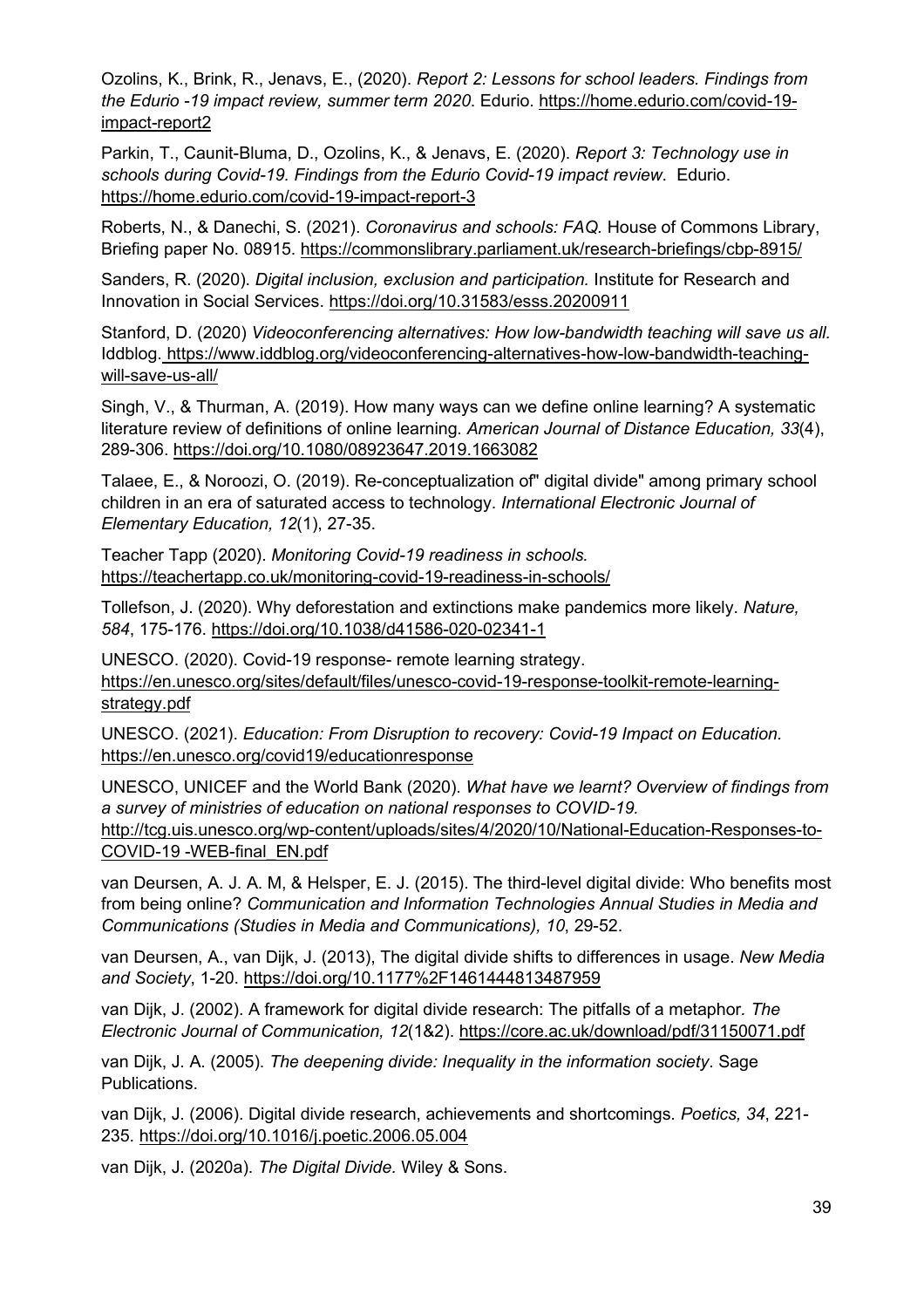Ozolins, K., Brink, R., Jenavs, E., (2020). *Report 2: Lessons for school leaders. Findings from the Edurio -19 impact review, summer term 2020*. Edurio. https://home.edurio.com/covid-19-impact-report2

Parkin, T., Caunit-Bluma, D., Ozolins, K., & Jenavs, E. (2020). *Report 3: Technology use in schools during Covid-19. Findings from the Edurio Covid-19 impact review*. Edurio. https://home.edurio.com/covid-19-impact-report-3

Roberts, N., & Danechi, S. (2021). *Coronavirus and schools: FAQ.* House of Commons Library, Briefing paper No. 08915. https://commonslibrary.parliament.uk/research-briefings/cbp-8915/

Sanders, R. (2020). *Digital inclusion, exclusion and participation.* Institute for Research and Innovation in Social Services. https://doi.org/10.31583/esss.20200911

Stanford, D. (2020) *Videoconferencing alternatives: How low-bandwidth teaching will save us all.* Iddblog. https://www.iddblog.org/videoconferencing-alternatives-how-low-bandwidth-teaching-will-save-us-all/

Singh, V., & Thurman, A. (2019). How many ways can we define online learning? A systematic literature review of definitions of online learning. *American Journal of Distance Education, 33*(4), 289-306. https://doi.org/10.1080/08923647.2019.1663082

Talaee, E., & Noroozi, O. (2019). Re-conceptualization of" digital divide" among primary school children in an era of saturated access to technology. *International Electronic Journal of Elementary Education, 12*(1), 27-35.

Teacher Tapp (2020). *Monitoring Covid-19 readiness in schools.* https://teachertapp.co.uk/monitoring-covid-19-readiness-in-schools/

Tollefson, J. (2020). Why deforestation and extinctions make pandemics more likely. *Nature, 584*, 175-176. https://doi.org/10.1038/d41586-020-02341-1

UNESCO. (2020). Covid-19 response- remote learning strategy. https://en.unesco.org/sites/default/files/unesco-covid-19-response-toolkit-remote-learning-strategy.pdf

UNESCO. (2021). *Education: From Disruption to recovery: Covid-19 Impact on Education.* https://en.unesco.org/covid19/educationresponse

UNESCO, UNICEF and the World Bank (2020). *What have we learnt? Overview of findings from a survey of ministries of education on national responses to COVID-19.* http://tcg.uis.unesco.org/wp-content/uploads/sites/4/2020/10/National-Education-Responses-to-COVID-19 -WEB-final_EN.pdf

van Deursen, A. J. A. M, & Helsper, E. J. (2015). The third-level digital divide: Who benefits most from being online? *Communication and Information Technologies Annual Studies in Media and Communications (Studies in Media and Communications), 10*, 29-52.

van Deursen, A., van Dijk, J. (2013), The digital divide shifts to differences in usage. *New Media and Society*, 1-20. https://doi.org/10.1177%2F1461444813487959

van Dijk, J. (2002). A framework for digital divide research: The pitfalls of a metaphor*. The Electronic Journal of Communication, 12*(1&2). https://core.ac.uk/download/pdf/31150071.pdf

van Dijk, J. A. (2005). *The deepening divide: Inequality in the information society*. Sage Publications.

van Dijk, J. (2006). Digital divide research, achievements and shortcomings. *Poetics, 34*, 221-235. https://doi.org/10.1016/j.poetic.2006.05.004

van Dijk, J. (2020a). *The Digital Divide.* Wiley & Sons.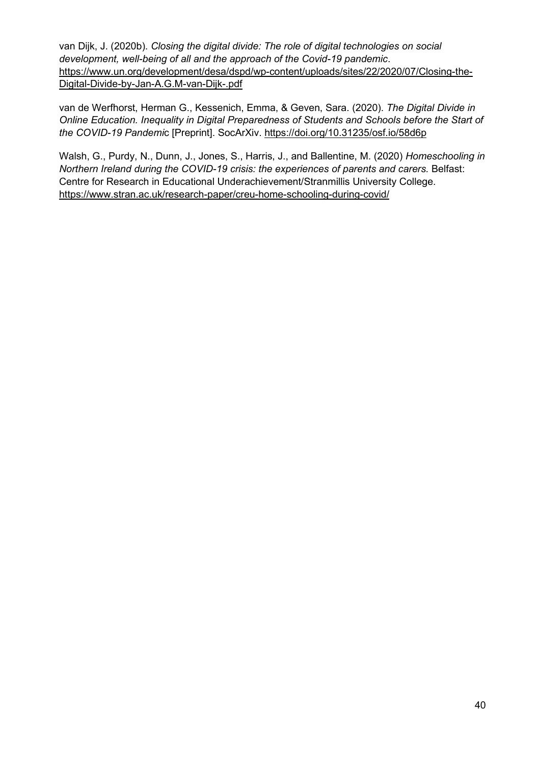van Dijk, J. (2020b). *Closing the digital divide: The role of digital technologies on social development, well-being of all and the approach of the Covid-19 pandemic*. https://www.un.org/development/desa/dspd/wp-content/uploads/sites/22/2020/07/Closing-the-Digital-Divide-by-Jan-A.G.M-van-Dijk-.pdf

van de Werfhorst, Herman G., Kessenich, Emma, & Geven, Sara. (2020). *The Digital Divide in Online Education. Inequality in Digital Preparedness of Students and Schools before the Start of the COVID-19 Pandemi*c [Preprint]. SocArXiv. https://doi.org/10.31235/osf.io/58d6p

Walsh, G., Purdy, N., Dunn, J., Jones, S., Harris, J., and Ballentine, M. (2020) *Homeschooling in Northern Ireland during the COVID-19 crisis: the experiences of parents and carers.* Belfast: Centre for Research in Educational Underachievement/Stranmillis University College. https://www.stran.ac.uk/research-paper/creu-home-schooling-during-covid/